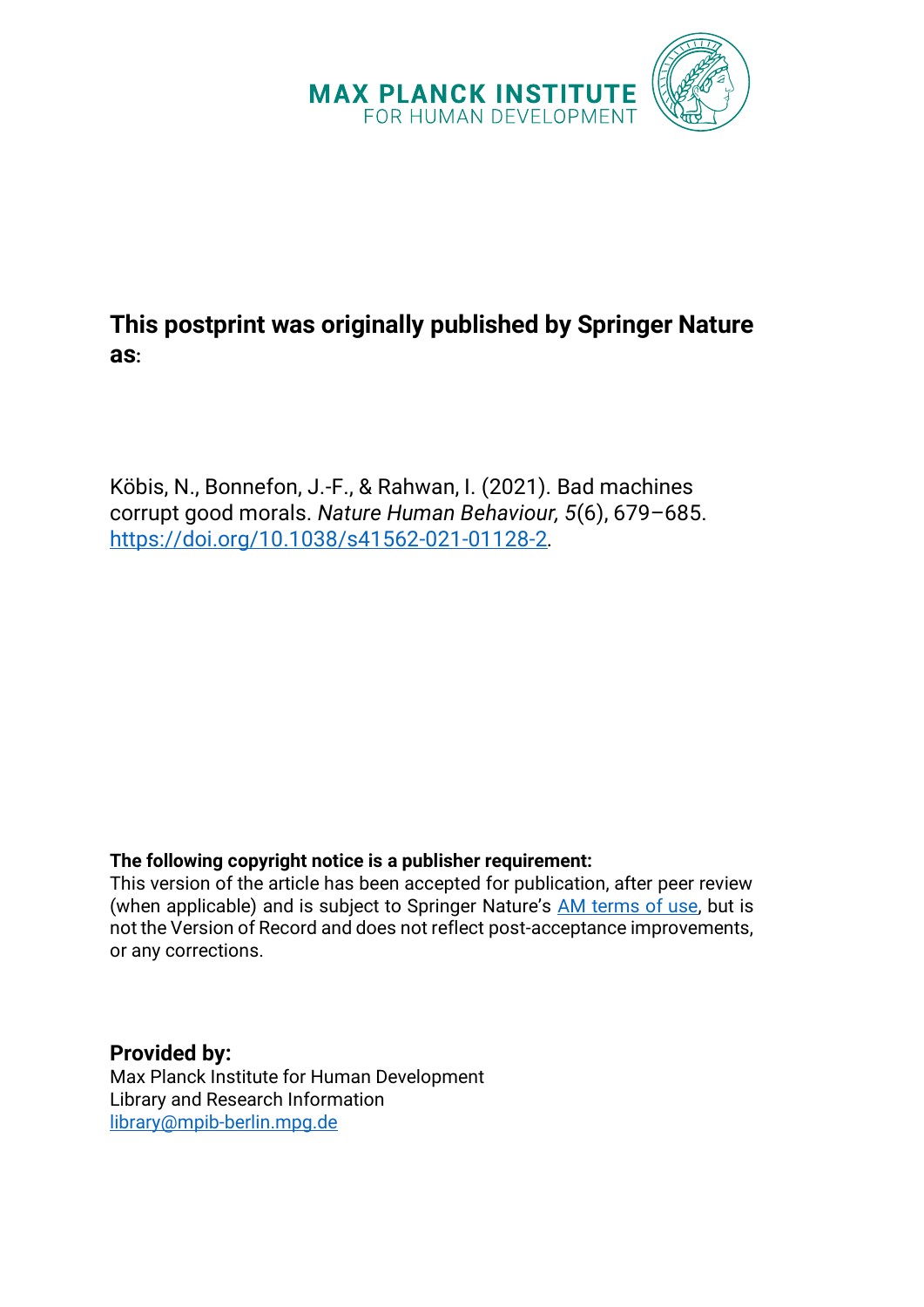MAX PLANCK INSTITUTE
FOR HUMAN DEVELOPMENT

**This postprint was originally published by Springer Nature as:**

Köbis, N., Bonnefon, J.-F., & Rahwan, I. (2021). Bad machines corrupt good morals. *Nature Human Behaviour, 5*(6), 679–685. https://doi.org/10.1038/s41562-021-01128-2.

**The following copyright notice is a publisher requirement:**
This version of the article has been accepted for publication, after peer review (when applicable) and is subject to Springer Nature's AM terms of use, but is not the Version of Record and does not reflect post-acceptance improvements, or any corrections.

**Provided by:**
Max Planck Institute for Human Development
Library and Research Information
library@mpib-berlin.mpg.de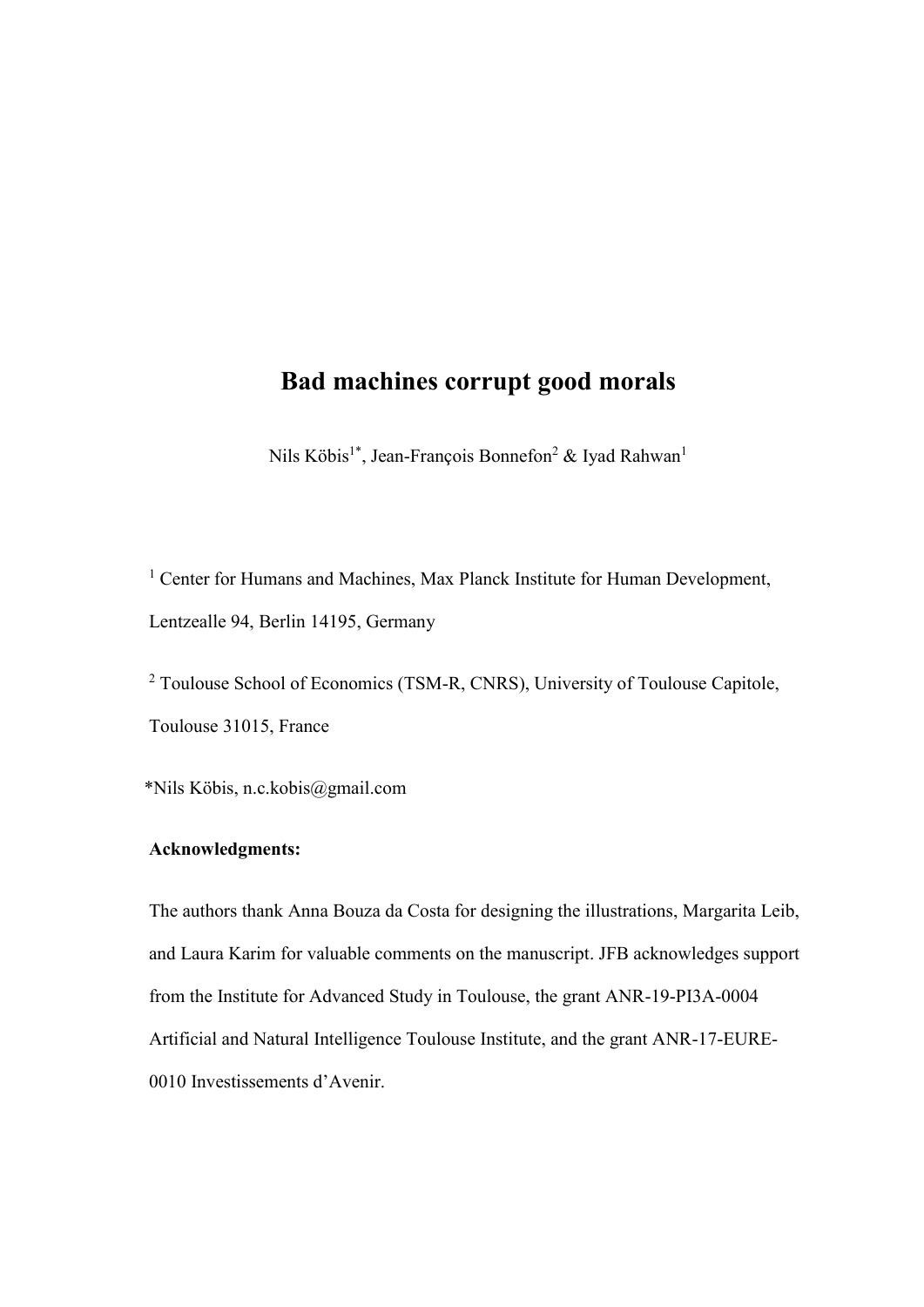# Bad machines corrupt good morals

Nils Köbis[1*], Jean-François Bonnefon[2] & Iyad Rahwan[1]

[1] Center for Humans and Machines, Max Planck Institute for Human Development, Lentzealle 94, Berlin 14195, Germany

[2] Toulouse School of Economics (TSM-R, CNRS), University of Toulouse Capitole, Toulouse 31015, France

*Nils Köbis, n.c.kobis@gmail.com

**Acknowledgments:**

The authors thank Anna Bouza da Costa for designing the illustrations, Margarita Leib, and Laura Karim for valuable comments on the manuscript. JFB acknowledges support from the Institute for Advanced Study in Toulouse, the grant ANR-19-PI3A-0004 Artificial and Natural Intelligence Toulouse Institute, and the grant ANR-17-EURE-0010 Investissements d'Avenir.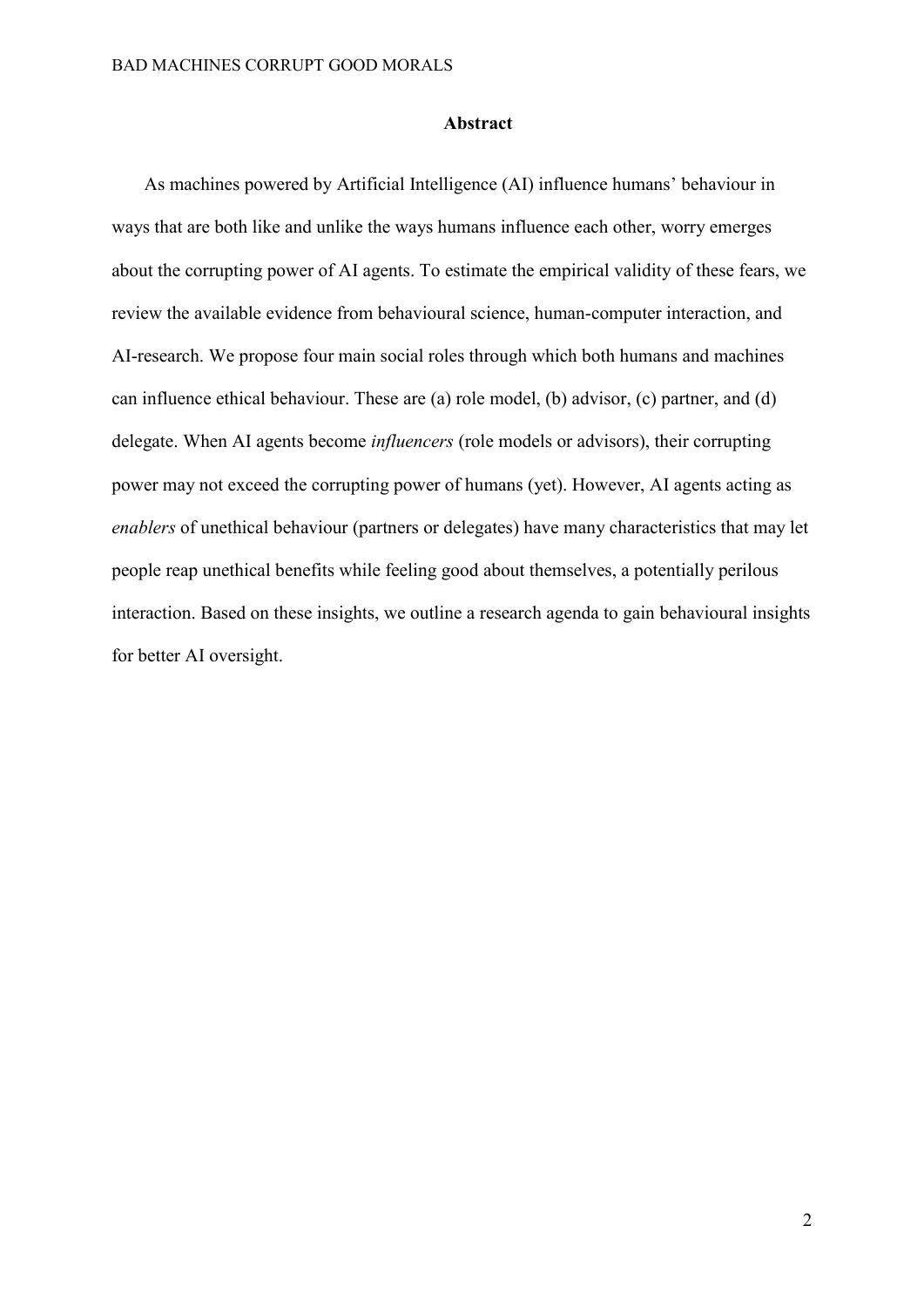## Abstract

As machines powered by Artificial Intelligence (AI) influence humans' behaviour in ways that are both like and unlike the ways humans influence each other, worry emerges about the corrupting power of AI agents. To estimate the empirical validity of these fears, we review the available evidence from behavioural science, human-computer interaction, and AI-research. We propose four main social roles through which both humans and machines can influence ethical behaviour. These are (a) role model, (b) advisor, (c) partner, and (d) delegate. When AI agents become *influencers* (role models or advisors), their corrupting power may not exceed the corrupting power of humans (yet). However, AI agents acting as *enablers* of unethical behaviour (partners or delegates) have many characteristics that may let people reap unethical benefits while feeling good about themselves, a potentially perilous interaction. Based on these insights, we outline a research agenda to gain behavioural insights for better AI oversight.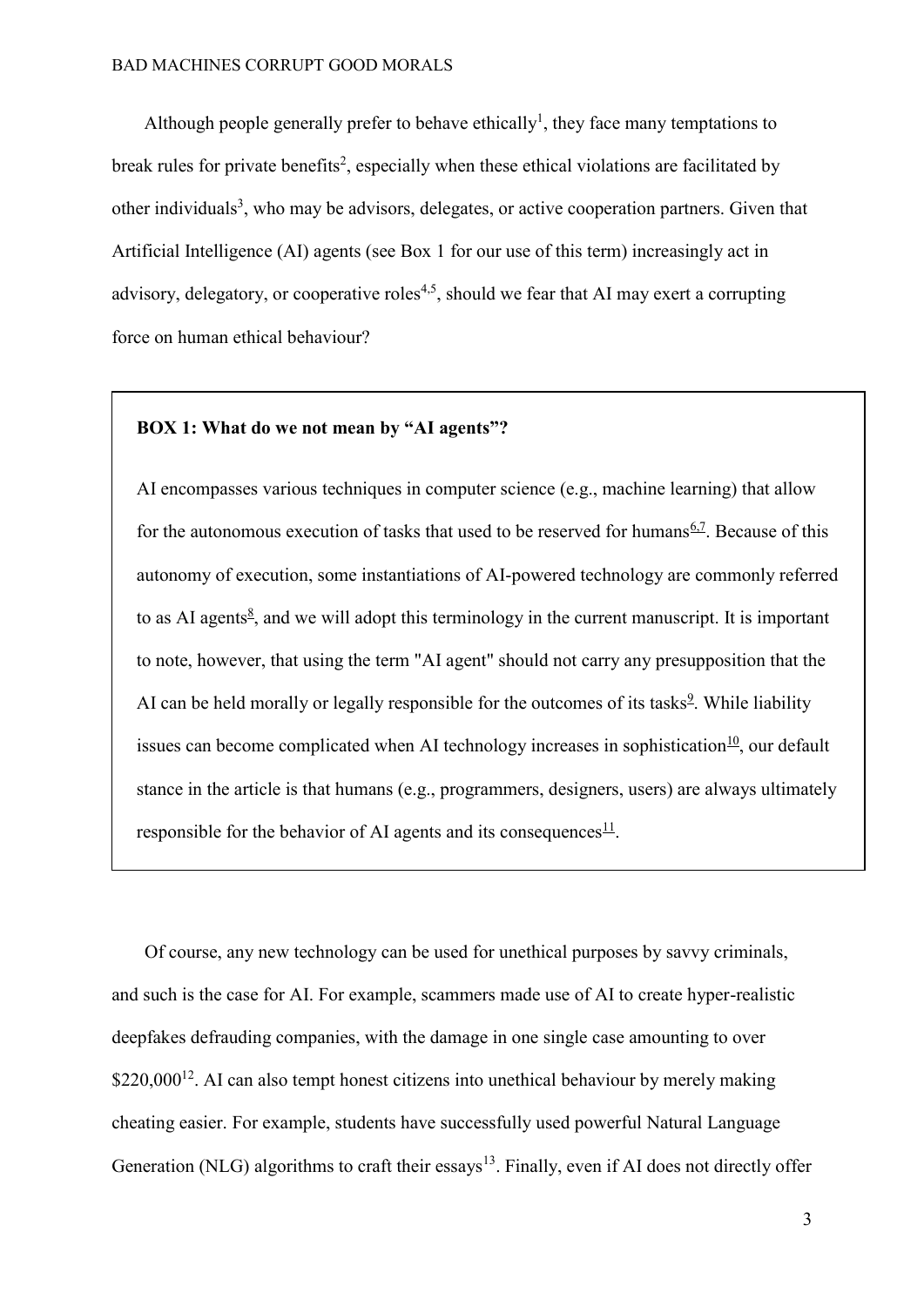Although people generally prefer to behave ethically[1], they face many temptations to break rules for private benefits[2], especially when these ethical violations are facilitated by other individuals[3], who may be advisors, delegates, or active cooperation partners. Given that Artificial Intelligence (AI) agents (see Box 1 for our use of this term) increasingly act in advisory, delegatory, or cooperative roles[4,5], should we fear that AI may exert a corrupting force on human ethical behaviour?

> **BOX 1: What do we not mean by "AI agents"?**
>
> AI encompasses various techniques in computer science (e.g., machine learning) that allow for the autonomous execution of tasks that used to be reserved for humans[6,7]. Because of this autonomy of execution, some instantiations of AI-powered technology are commonly referred to as AI agents[8], and we will adopt this terminology in the current manuscript. It is important to note, however, that using the term "AI agent" should not carry any presupposition that the AI can be held morally or legally responsible for the outcomes of its tasks[9]. While liability issues can become complicated when AI technology increases in sophistication[10], our default stance in the article is that humans (e.g., programmers, designers, users) are always ultimately responsible for the behavior of AI agents and its consequences[11].

Of course, any new technology can be used for unethical purposes by savvy criminals, and such is the case for AI. For example, scammers made use of AI to create hyper-realistic deepfakes defrauding companies, with the damage in one single case amounting to over $220,000[12]. AI can also tempt honest citizens into unethical behaviour by merely making cheating easier. For example, students have successfully used powerful Natural Language Generation (NLG) algorithms to craft their essays[13]. Finally, even if AI does not directly offer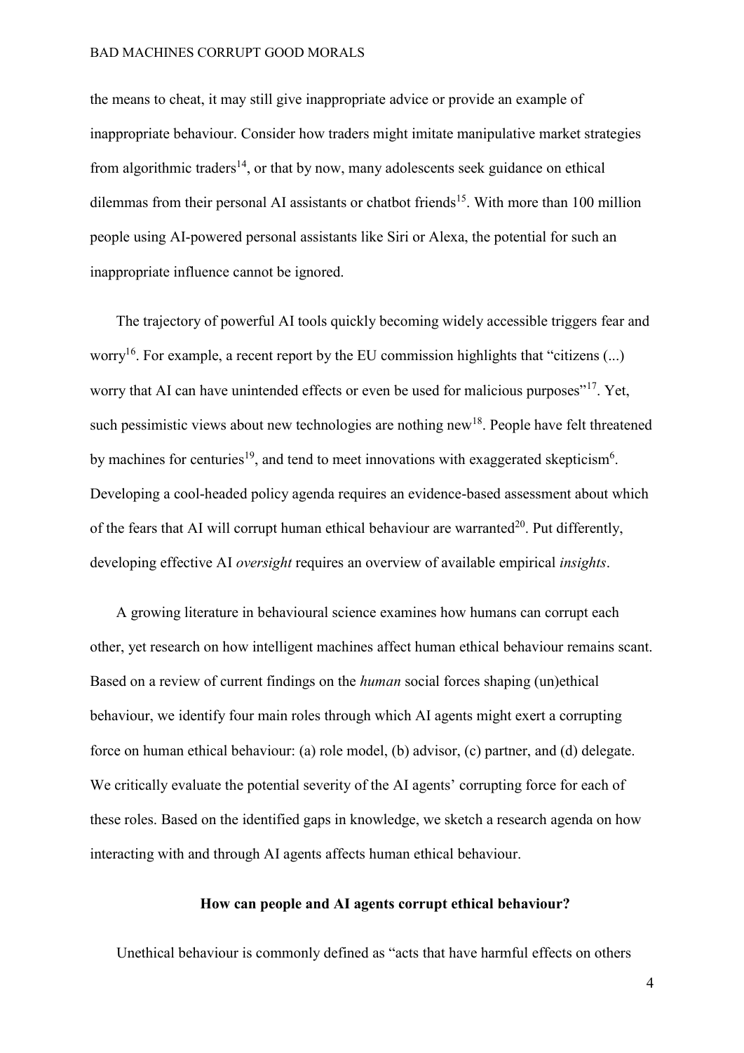the means to cheat, it may still give inappropriate advice or provide an example of inappropriate behaviour. Consider how traders might imitate manipulative market strategies from algorithmic traders[14], or that by now, many adolescents seek guidance on ethical dilemmas from their personal AI assistants or chatbot friends[15]. With more than 100 million people using AI-powered personal assistants like Siri or Alexa, the potential for such an inappropriate influence cannot be ignored.

The trajectory of powerful AI tools quickly becoming widely accessible triggers fear and worry[16]. For example, a recent report by the EU commission highlights that "citizens (...) worry that AI can have unintended effects or even be used for malicious purposes"[17]. Yet, such pessimistic views about new technologies are nothing new[18]. People have felt threatened by machines for centuries[19], and tend to meet innovations with exaggerated skepticism[6]. Developing a cool-headed policy agenda requires an evidence-based assessment about which of the fears that AI will corrupt human ethical behaviour are warranted[20]. Put differently, developing effective AI *oversight* requires an overview of available empirical *insights*.

A growing literature in behavioural science examines how humans can corrupt each other, yet research on how intelligent machines affect human ethical behaviour remains scant. Based on a review of current findings on the *human* social forces shaping (un)ethical behaviour, we identify four main roles through which AI agents might exert a corrupting force on human ethical behaviour: (a) role model, (b) advisor, (c) partner, and (d) delegate. We critically evaluate the potential severity of the AI agents' corrupting force for each of these roles. Based on the identified gaps in knowledge, we sketch a research agenda on how interacting with and through AI agents affects human ethical behaviour.

## How can people and AI agents corrupt ethical behaviour?

Unethical behaviour is commonly defined as "acts that have harmful effects on others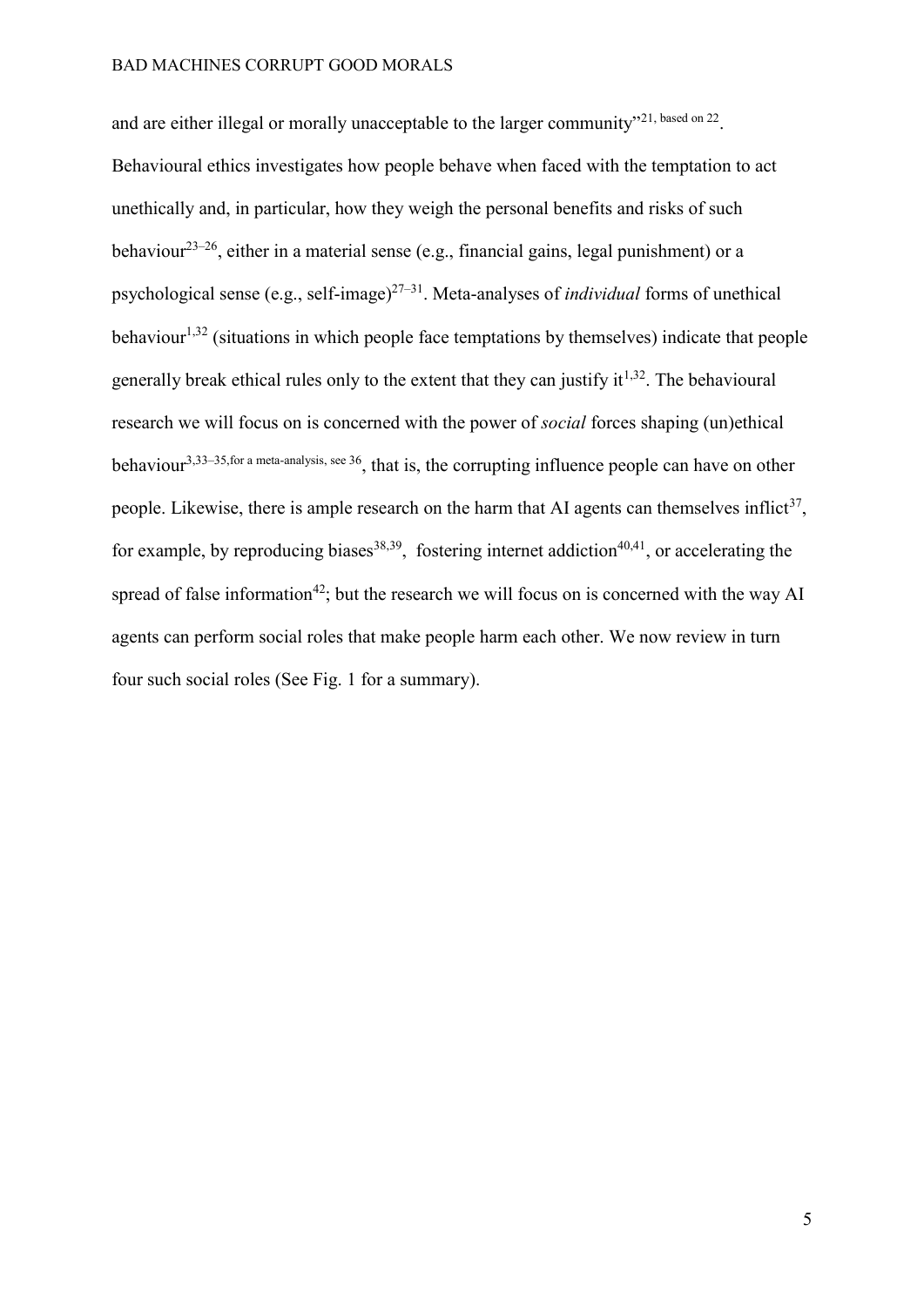and are either illegal or morally unacceptable to the larger community"[21, based on 22]. Behavioural ethics investigates how people behave when faced with the temptation to act unethically and, in particular, how they weigh the personal benefits and risks of such behaviour[23–26], either in a material sense (e.g., financial gains, legal punishment) or a psychological sense (e.g., self-image)[27–31]. Meta-analyses of *individual* forms of unethical behaviour[1,32] (situations in which people face temptations by themselves) indicate that people generally break ethical rules only to the extent that they can justify it[1,32]. The behavioural research we will focus on is concerned with the power of *social* forces shaping (un)ethical behaviour[3,33–35,for a meta-analysis, see 36], that is, the corrupting influence people can have on other people. Likewise, there is ample research on the harm that AI agents can themselves inflict[37], for example, by reproducing biases[38,39], fostering internet addiction[40,41], or accelerating the spread of false information[42]; but the research we will focus on is concerned with the way AI agents can perform social roles that make people harm each other. We now review in turn four such social roles (See Fig. 1 for a summary).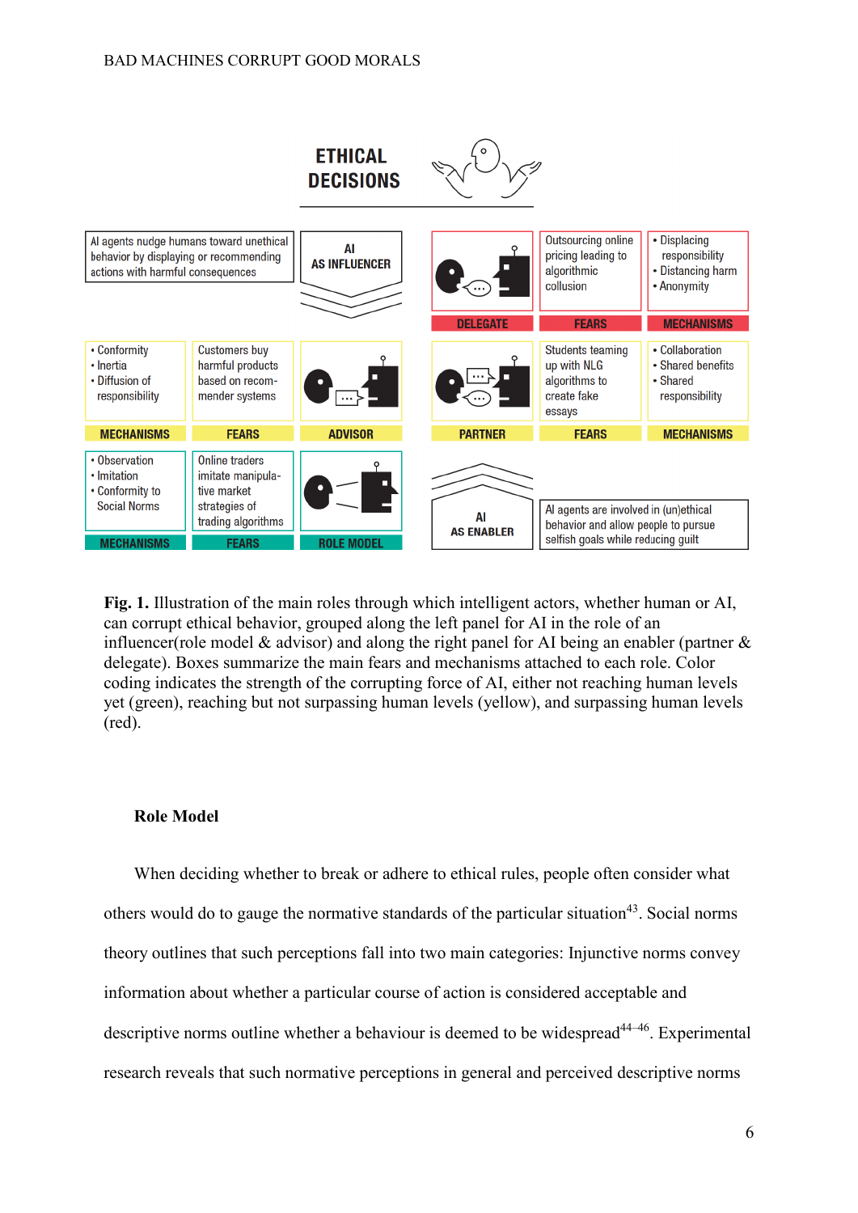**Fig. 1.** Illustration of the main roles through which intelligent actors, whether human or AI, can corrupt ethical behavior, grouped along the left panel for AI in the role of an influencer(role model & advisor) and along the right panel for AI being an enabler (partner & delegate). Boxes summarize the main fears and mechanisms attached to each role. Color coding indicates the strength of the corrupting force of AI, either not reaching human levels yet (green), reaching but not surpassing human levels (yellow), and surpassing human levels (red).

### Role Model

When deciding whether to break or adhere to ethical rules, people often consider what others would do to gauge the normative standards of the particular situation[43]. Social norms theory outlines that such perceptions fall into two main categories: Injunctive norms convey information about whether a particular course of action is considered acceptable and descriptive norms outline whether a behaviour is deemed to be widespread[44–46]. Experimental research reveals that such normative perceptions in general and perceived descriptive norms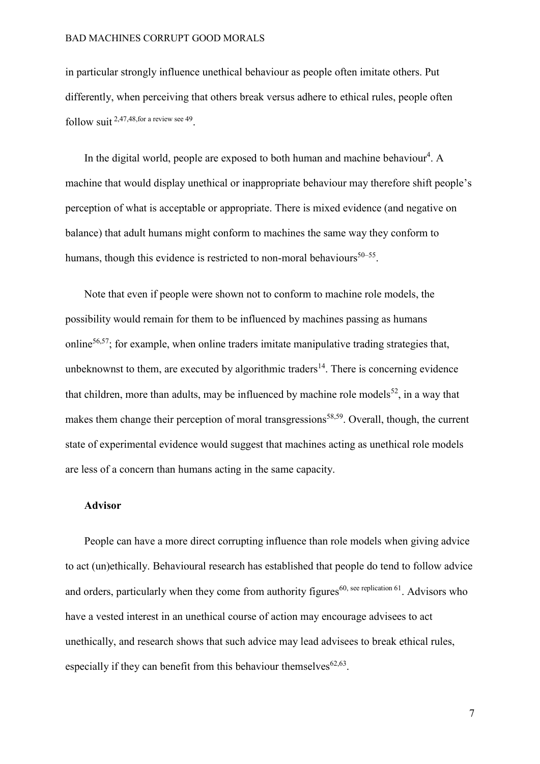in particular strongly influence unethical behaviour as people often imitate others. Put differently, when perceiving that others break versus adhere to ethical rules, people often follow suit [2,47,48,for a review see 49].

In the digital world, people are exposed to both human and machine behaviour[4]. A machine that would display unethical or inappropriate behaviour may therefore shift people's perception of what is acceptable or appropriate. There is mixed evidence (and negative on balance) that adult humans might conform to machines the same way they conform to humans, though this evidence is restricted to non-moral behaviours[50–55].

Note that even if people were shown not to conform to machine role models, the possibility would remain for them to be influenced by machines passing as humans online[56,57]; for example, when online traders imitate manipulative trading strategies that, unbeknownst to them, are executed by algorithmic traders[14]. There is concerning evidence that children, more than adults, may be influenced by machine role models[52], in a way that makes them change their perception of moral transgressions[58,59]. Overall, though, the current state of experimental evidence would suggest that machines acting as unethical role models are less of a concern than humans acting in the same capacity.

**Advisor**

People can have a more direct corrupting influence than role models when giving advice to act (un)ethically. Behavioural research has established that people do tend to follow advice and orders, particularly when they come from authority figures[60, see replication 61]. Advisors who have a vested interest in an unethical course of action may encourage advisees to act unethically, and research shows that such advice may lead advisees to break ethical rules, especially if they can benefit from this behaviour themselves[62,63].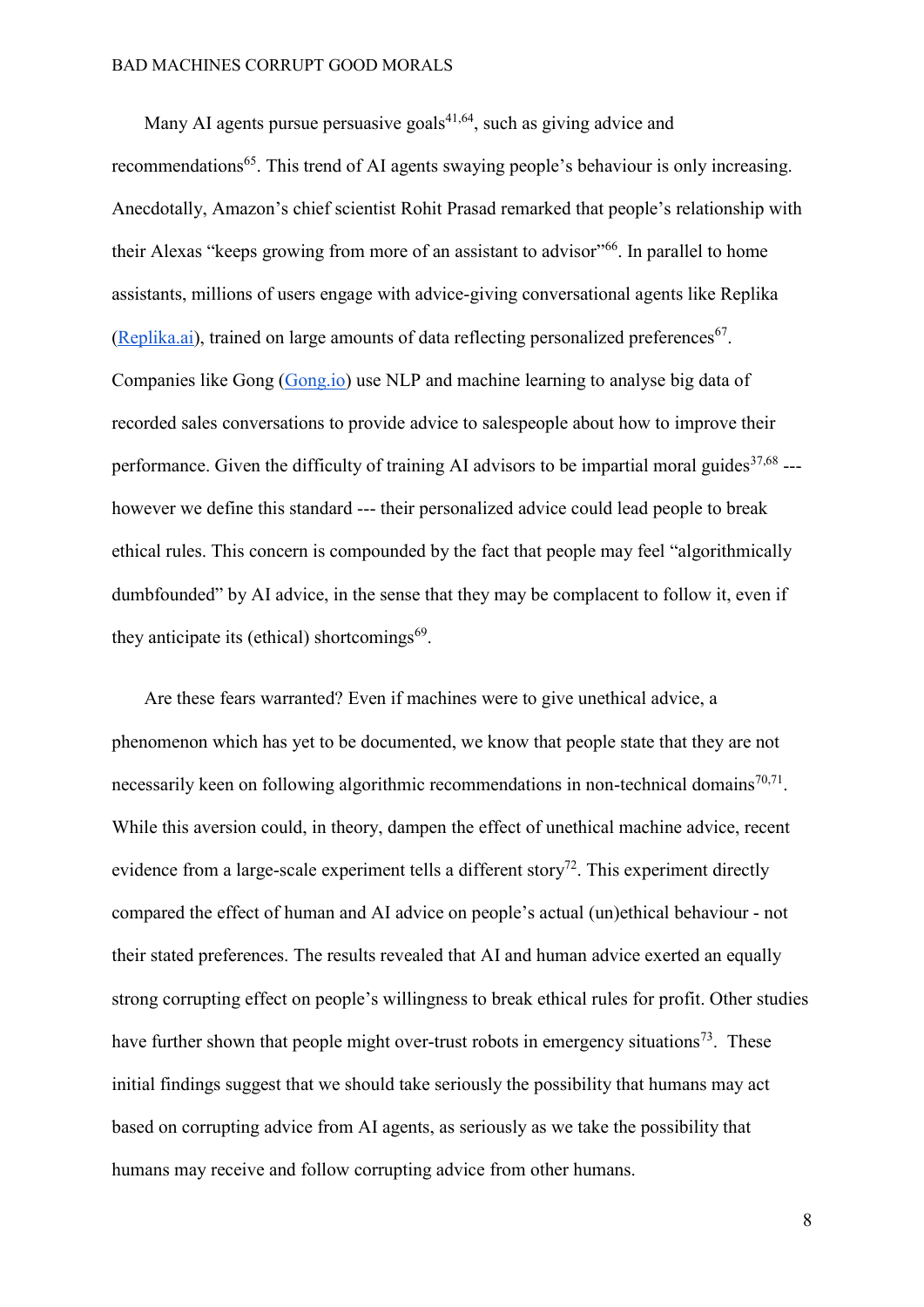Many AI agents pursue persuasive goals[41,64], such as giving advice and recommendations[65]. This trend of AI agents swaying people's behaviour is only increasing. Anecdotally, Amazon's chief scientist Rohit Prasad remarked that people's relationship with their Alexas "keeps growing from more of an assistant to advisor"[66]. In parallel to home assistants, millions of users engage with advice-giving conversational agents like Replika (Replika.ai), trained on large amounts of data reflecting personalized preferences[67]. Companies like Gong (Gong.io) use NLP and machine learning to analyse big data of recorded sales conversations to provide advice to salespeople about how to improve their performance. Given the difficulty of training AI advisors to be impartial moral guides[37,68] --- however we define this standard --- their personalized advice could lead people to break ethical rules. This concern is compounded by the fact that people may feel "algorithmically dumbfounded" by AI advice, in the sense that they may be complacent to follow it, even if they anticipate its (ethical) shortcomings[69].

Are these fears warranted? Even if machines were to give unethical advice, a phenomenon which has yet to be documented, we know that people state that they are not necessarily keen on following algorithmic recommendations in non-technical domains[70,71]. While this aversion could, in theory, dampen the effect of unethical machine advice, recent evidence from a large-scale experiment tells a different story[72]. This experiment directly compared the effect of human and AI advice on people's actual (un)ethical behaviour - not their stated preferences. The results revealed that AI and human advice exerted an equally strong corrupting effect on people's willingness to break ethical rules for profit. Other studies have further shown that people might over-trust robots in emergency situations[73]. These initial findings suggest that we should take seriously the possibility that humans may act based on corrupting advice from AI agents, as seriously as we take the possibility that humans may receive and follow corrupting advice from other humans.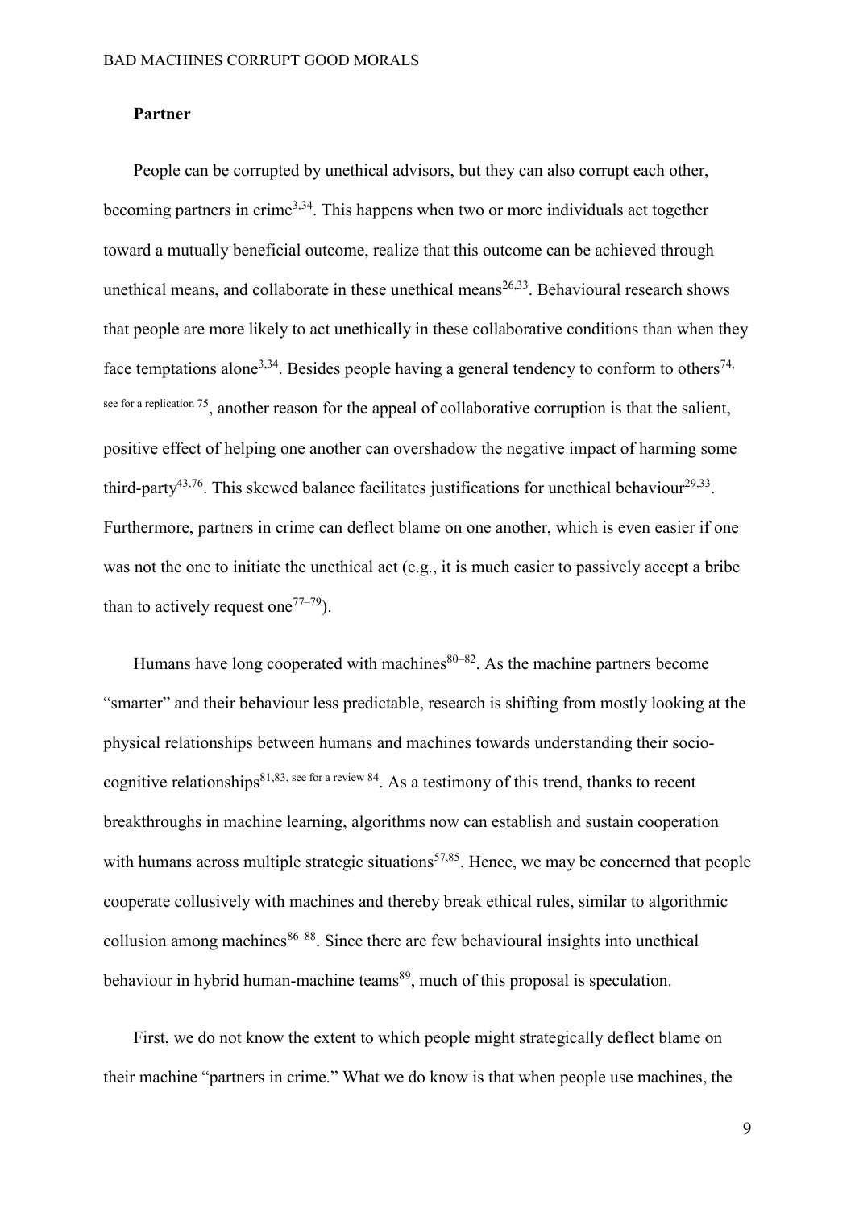### Partner

People can be corrupted by unethical advisors, but they can also corrupt each other, becoming partners in crime[3,34]. This happens when two or more individuals act together toward a mutually beneficial outcome, realize that this outcome can be achieved through unethical means, and collaborate in these unethical means[26,33]. Behavioural research shows that people are more likely to act unethically in these collaborative conditions than when they face temptations alone[3,34]. Besides people having a general tendency to conform to others[74, see for a replication 75], another reason for the appeal of collaborative corruption is that the salient, positive effect of helping one another can overshadow the negative impact of harming some third-party[43,76]. This skewed balance facilitates justifications for unethical behaviour[29,33]. Furthermore, partners in crime can deflect blame on one another, which is even easier if one was not the one to initiate the unethical act (e.g., it is much easier to passively accept a bribe than to actively request one[77–79]).

Humans have long cooperated with machines[80–82]. As the machine partners become "smarter" and their behaviour less predictable, research is shifting from mostly looking at the physical relationships between humans and machines towards understanding their socio-cognitive relationships[81,83, see for a review 84]. As a testimony of this trend, thanks to recent breakthroughs in machine learning, algorithms now can establish and sustain cooperation with humans across multiple strategic situations[57,85]. Hence, we may be concerned that people cooperate collusively with machines and thereby break ethical rules, similar to algorithmic collusion among machines[86–88]. Since there are few behavioural insights into unethical behaviour in hybrid human-machine teams[89], much of this proposal is speculation.

First, we do not know the extent to which people might strategically deflect blame on their machine "partners in crime." What we do know is that when people use machines, the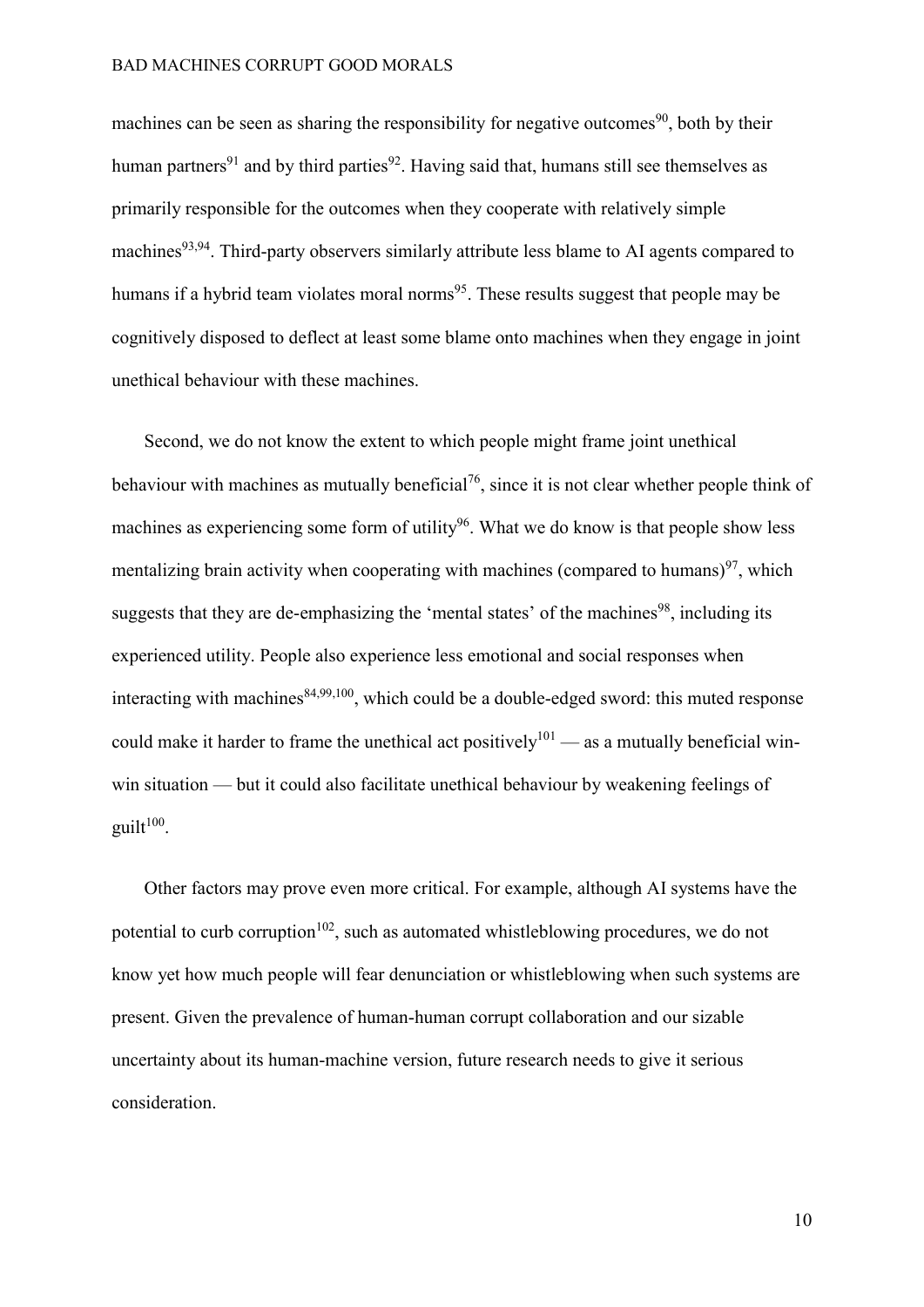machines can be seen as sharing the responsibility for negative outcomes[90], both by their human partners[91] and by third parties[92]. Having said that, humans still see themselves as primarily responsible for the outcomes when they cooperate with relatively simple machines[93,94]. Third-party observers similarly attribute less blame to AI agents compared to humans if a hybrid team violates moral norms[95]. These results suggest that people may be cognitively disposed to deflect at least some blame onto machines when they engage in joint unethical behaviour with these machines.

Second, we do not know the extent to which people might frame joint unethical behaviour with machines as mutually beneficial[76], since it is not clear whether people think of machines as experiencing some form of utility[96]. What we do know is that people show less mentalizing brain activity when cooperating with machines (compared to humans)[97], which suggests that they are de-emphasizing the 'mental states' of the machines[98], including its experienced utility. People also experience less emotional and social responses when interacting with machines[84,99,100], which could be a double-edged sword: this muted response could make it harder to frame the unethical act positively[101] — as a mutually beneficial win-win situation — but it could also facilitate unethical behaviour by weakening feelings of guilt[100].

Other factors may prove even more critical. For example, although AI systems have the potential to curb corruption[102], such as automated whistleblowing procedures, we do not know yet how much people will fear denunciation or whistleblowing when such systems are present. Given the prevalence of human-human corrupt collaboration and our sizable uncertainty about its human-machine version, future research needs to give it serious consideration.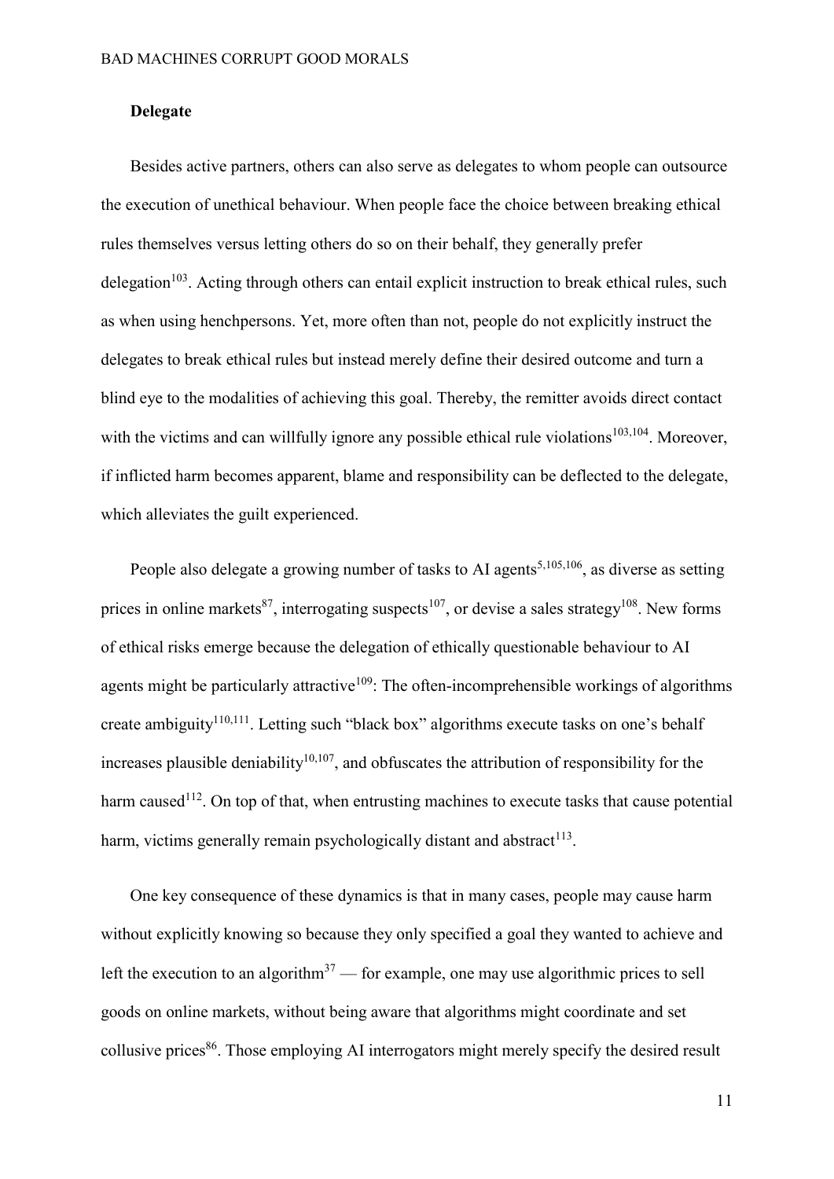**Delegate**

Besides active partners, others can also serve as delegates to whom people can outsource the execution of unethical behaviour. When people face the choice between breaking ethical rules themselves versus letting others do so on their behalf, they generally prefer delegation[103]. Acting through others can entail explicit instruction to break ethical rules, such as when using henchpersons. Yet, more often than not, people do not explicitly instruct the delegates to break ethical rules but instead merely define their desired outcome and turn a blind eye to the modalities of achieving this goal. Thereby, the remitter avoids direct contact with the victims and can willfully ignore any possible ethical rule violations[103,104]. Moreover, if inflicted harm becomes apparent, blame and responsibility can be deflected to the delegate, which alleviates the guilt experienced.

People also delegate a growing number of tasks to AI agents[5,105,106], as diverse as setting prices in online markets[87], interrogating suspects[107], or devise a sales strategy[108]. New forms of ethical risks emerge because the delegation of ethically questionable behaviour to AI agents might be particularly attractive[109]: The often-incomprehensible workings of algorithms create ambiguity[110,111]. Letting such "black box" algorithms execute tasks on one's behalf increases plausible deniability[10,107], and obfuscates the attribution of responsibility for the harm caused[112]. On top of that, when entrusting machines to execute tasks that cause potential harm, victims generally remain psychologically distant and abstract[113].

One key consequence of these dynamics is that in many cases, people may cause harm without explicitly knowing so because they only specified a goal they wanted to achieve and left the execution to an algorithm[37] — for example, one may use algorithmic prices to sell goods on online markets, without being aware that algorithms might coordinate and set collusive prices[86]. Those employing AI interrogators might merely specify the desired result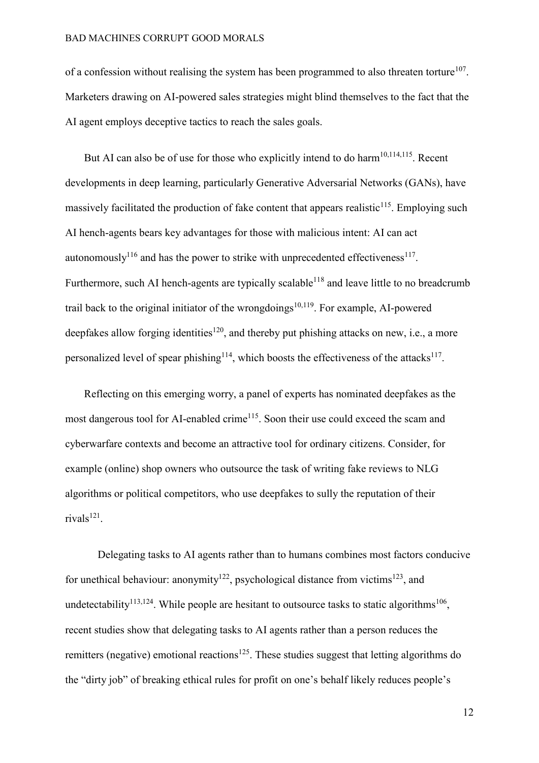of a confession without realising the system has been programmed to also threaten torture[107]. Marketers drawing on AI-powered sales strategies might blind themselves to the fact that the AI agent employs deceptive tactics to reach the sales goals.

But AI can also be of use for those who explicitly intend to do harm[10,114,115]. Recent developments in deep learning, particularly Generative Adversarial Networks (GANs), have massively facilitated the production of fake content that appears realistic[115]. Employing such AI hench-agents bears key advantages for those with malicious intent: AI can act autonomously[116] and has the power to strike with unprecedented effectiveness[117]. Furthermore, such AI hench-agents are typically scalable[118] and leave little to no breadcrumb trail back to the original initiator of the wrongdoings[10,119]. For example, AI-powered deepfakes allow forging identities[120], and thereby put phishing attacks on new, i.e., a more personalized level of spear phishing[114], which boosts the effectiveness of the attacks[117].

Reflecting on this emerging worry, a panel of experts has nominated deepfakes as the most dangerous tool for AI-enabled crime[115]. Soon their use could exceed the scam and cyberwarfare contexts and become an attractive tool for ordinary citizens. Consider, for example (online) shop owners who outsource the task of writing fake reviews to NLG algorithms or political competitors, who use deepfakes to sully the reputation of their rivals[121].

Delegating tasks to AI agents rather than to humans combines most factors conducive for unethical behaviour: anonymity[122], psychological distance from victims[123], and undetectability[113,124]. While people are hesitant to outsource tasks to static algorithms[106], recent studies show that delegating tasks to AI agents rather than a person reduces the remitters (negative) emotional reactions[125]. These studies suggest that letting algorithms do the "dirty job" of breaking ethical rules for profit on one's behalf likely reduces people's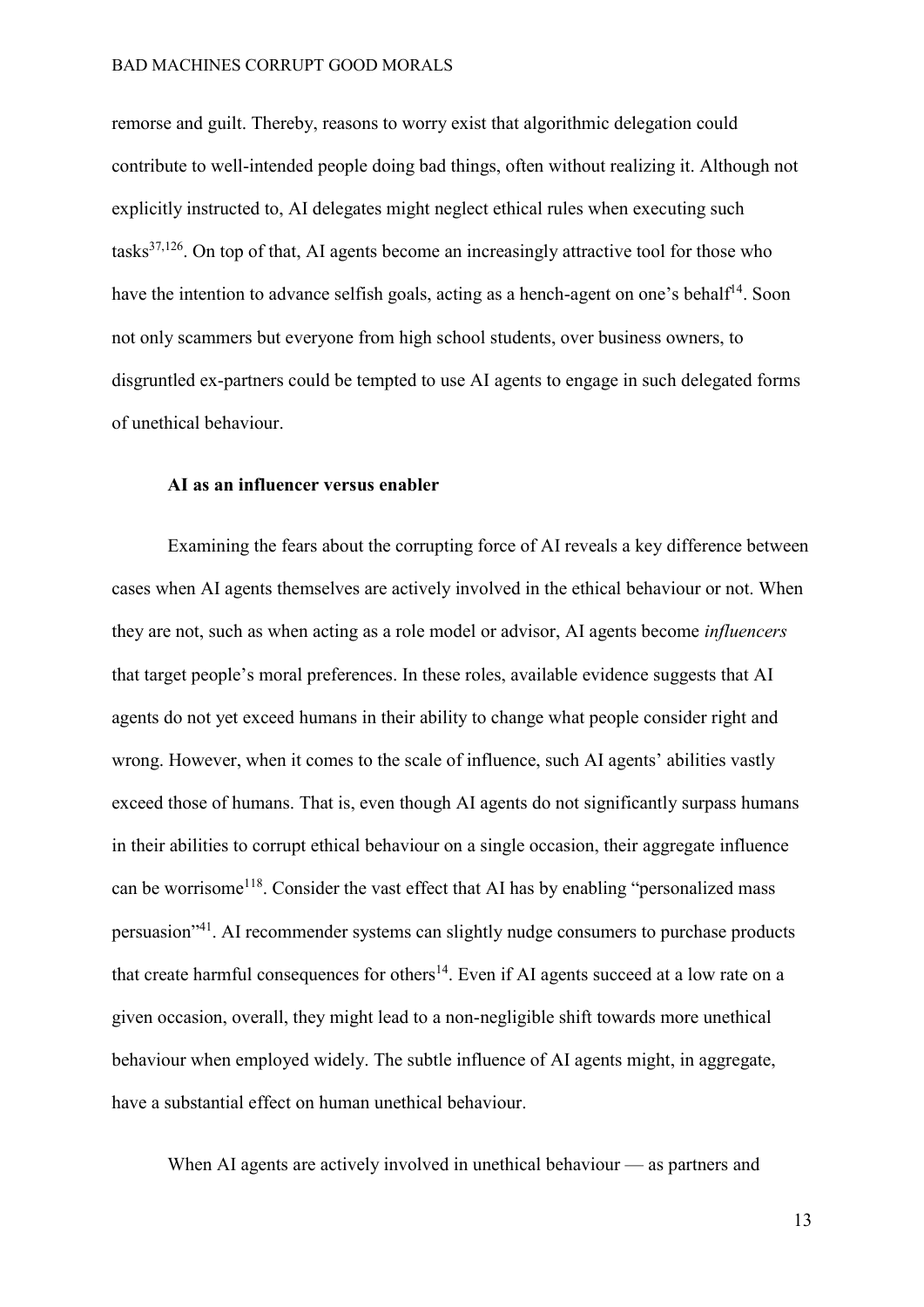remorse and guilt. Thereby, reasons to worry exist that algorithmic delegation could contribute to well-intended people doing bad things, often without realizing it. Although not explicitly instructed to, AI delegates might neglect ethical rules when executing such tasks[37,126]. On top of that, AI agents become an increasingly attractive tool for those who have the intention to advance selfish goals, acting as a hench-agent on one's behalf[14]. Soon not only scammers but everyone from high school students, over business owners, to disgruntled ex-partners could be tempted to use AI agents to engage in such delegated forms of unethical behaviour.

### AI as an influencer versus enabler

Examining the fears about the corrupting force of AI reveals a key difference between cases when AI agents themselves are actively involved in the ethical behaviour or not. When they are not, such as when acting as a role model or advisor, AI agents become *influencers* that target people's moral preferences. In these roles, available evidence suggests that AI agents do not yet exceed humans in their ability to change what people consider right and wrong. However, when it comes to the scale of influence, such AI agents' abilities vastly exceed those of humans. That is, even though AI agents do not significantly surpass humans in their abilities to corrupt ethical behaviour on a single occasion, their aggregate influence can be worrisome[118]. Consider the vast effect that AI has by enabling "personalized mass persuasion"[41]. AI recommender systems can slightly nudge consumers to purchase products that create harmful consequences for others[14]. Even if AI agents succeed at a low rate on a given occasion, overall, they might lead to a non-negligible shift towards more unethical behaviour when employed widely. The subtle influence of AI agents might, in aggregate, have a substantial effect on human unethical behaviour.

When AI agents are actively involved in unethical behaviour — as partners and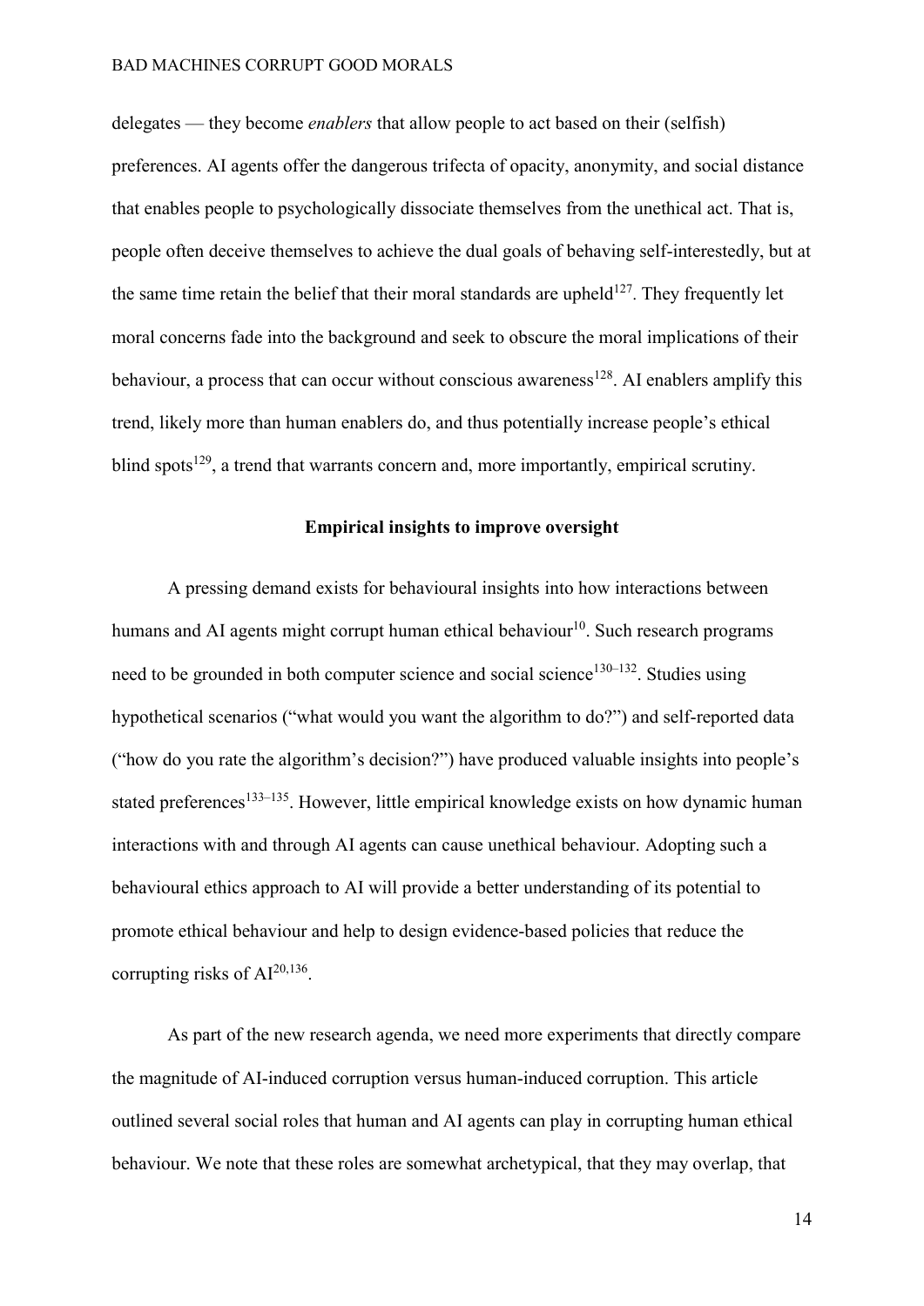delegates — they become *enablers* that allow people to act based on their (selfish) preferences. AI agents offer the dangerous trifecta of opacity, anonymity, and social distance that enables people to psychologically dissociate themselves from the unethical act. That is, people often deceive themselves to achieve the dual goals of behaving self-interestedly, but at the same time retain the belief that their moral standards are upheld[127]. They frequently let moral concerns fade into the background and seek to obscure the moral implications of their behaviour, a process that can occur without conscious awareness[128]. AI enablers amplify this trend, likely more than human enablers do, and thus potentially increase people's ethical blind spots[129], a trend that warrants concern and, more importantly, empirical scrutiny.

## Empirical insights to improve oversight

A pressing demand exists for behavioural insights into how interactions between humans and AI agents might corrupt human ethical behaviour[10]. Such research programs need to be grounded in both computer science and social science[130–132]. Studies using hypothetical scenarios ("what would you want the algorithm to do?") and self-reported data ("how do you rate the algorithm's decision?") have produced valuable insights into people's stated preferences[133–135]. However, little empirical knowledge exists on how dynamic human interactions with and through AI agents can cause unethical behaviour. Adopting such a behavioural ethics approach to AI will provide a better understanding of its potential to promote ethical behaviour and help to design evidence-based policies that reduce the corrupting risks of AI[20,136].

As part of the new research agenda, we need more experiments that directly compare the magnitude of AI-induced corruption versus human-induced corruption. This article outlined several social roles that human and AI agents can play in corrupting human ethical behaviour. We note that these roles are somewhat archetypical, that they may overlap, that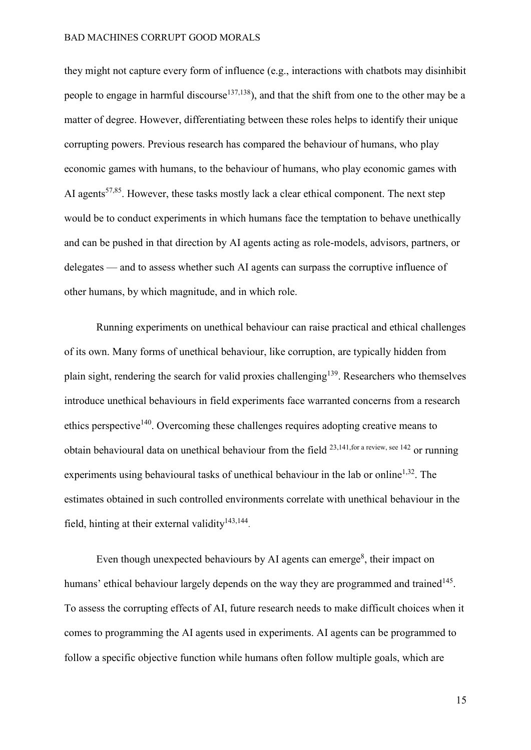they might not capture every form of influence (e.g., interactions with chatbots may disinhibit people to engage in harmful discourse[137,138]), and that the shift from one to the other may be a matter of degree. However, differentiating between these roles helps to identify their unique corrupting powers. Previous research has compared the behaviour of humans, who play economic games with humans, to the behaviour of humans, who play economic games with AI agents[57,85]. However, these tasks mostly lack a clear ethical component. The next step would be to conduct experiments in which humans face the temptation to behave unethically and can be pushed in that direction by AI agents acting as role-models, advisors, partners, or delegates — and to assess whether such AI agents can surpass the corruptive influence of other humans, by which magnitude, and in which role.

Running experiments on unethical behaviour can raise practical and ethical challenges of its own. Many forms of unethical behaviour, like corruption, are typically hidden from plain sight, rendering the search for valid proxies challenging[139]. Researchers who themselves introduce unethical behaviours in field experiments face warranted concerns from a research ethics perspective[140]. Overcoming these challenges requires adopting creative means to obtain behavioural data on unethical behaviour from the field [23,141,for a review, see 142] or running experiments using behavioural tasks of unethical behaviour in the lab or online[1,32]. The estimates obtained in such controlled environments correlate with unethical behaviour in the field, hinting at their external validity[143,144].

Even though unexpected behaviours by AI agents can emerge[8], their impact on humans' ethical behaviour largely depends on the way they are programmed and trained[145]. To assess the corrupting effects of AI, future research needs to make difficult choices when it comes to programming the AI agents used in experiments. AI agents can be programmed to follow a specific objective function while humans often follow multiple goals, which are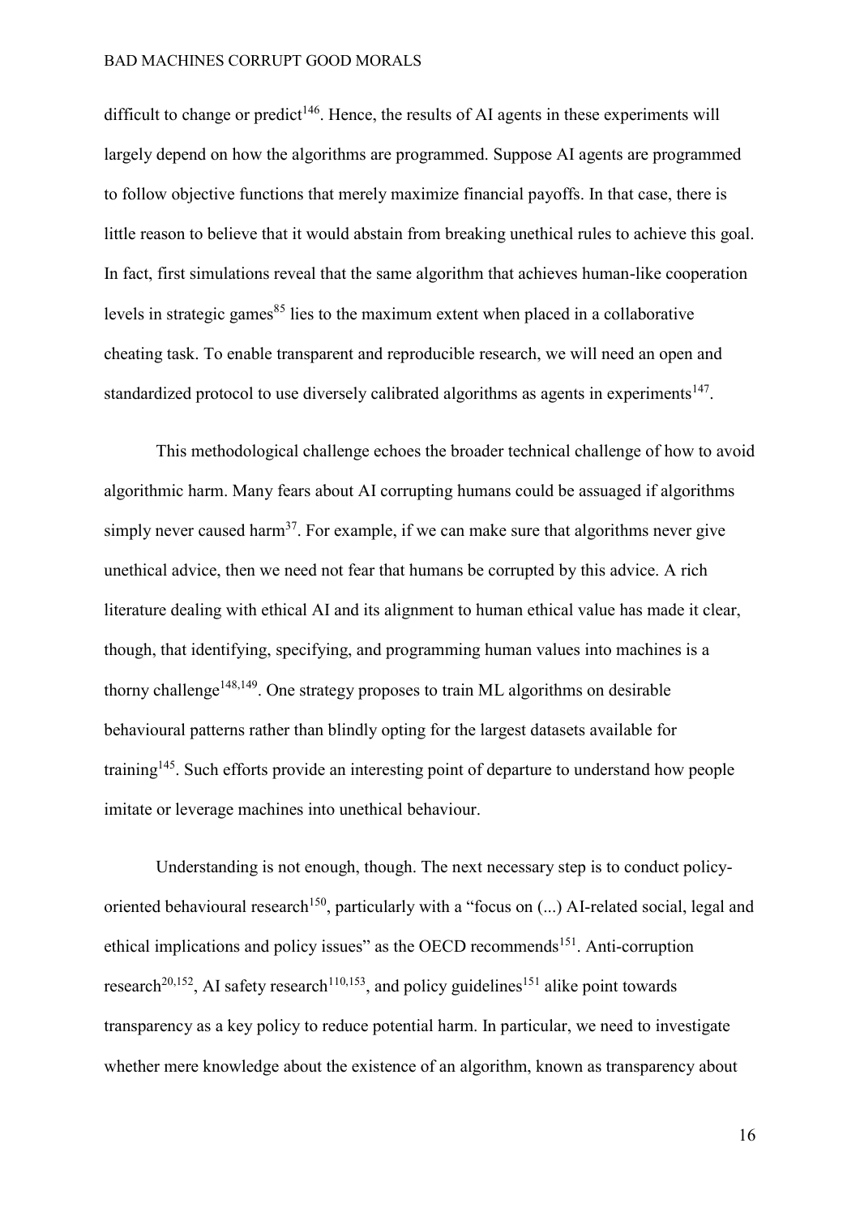difficult to change or predict[146]. Hence, the results of AI agents in these experiments will largely depend on how the algorithms are programmed. Suppose AI agents are programmed to follow objective functions that merely maximize financial payoffs. In that case, there is little reason to believe that it would abstain from breaking unethical rules to achieve this goal. In fact, first simulations reveal that the same algorithm that achieves human-like cooperation levels in strategic games[85] lies to the maximum extent when placed in a collaborative cheating task. To enable transparent and reproducible research, we will need an open and standardized protocol to use diversely calibrated algorithms as agents in experiments[147].

This methodological challenge echoes the broader technical challenge of how to avoid algorithmic harm. Many fears about AI corrupting humans could be assuaged if algorithms simply never caused harm[37]. For example, if we can make sure that algorithms never give unethical advice, then we need not fear that humans be corrupted by this advice. A rich literature dealing with ethical AI and its alignment to human ethical value has made it clear, though, that identifying, specifying, and programming human values into machines is a thorny challenge[148,149]. One strategy proposes to train ML algorithms on desirable behavioural patterns rather than blindly opting for the largest datasets available for training[145]. Such efforts provide an interesting point of departure to understand how people imitate or leverage machines into unethical behaviour.

Understanding is not enough, though. The next necessary step is to conduct policy-oriented behavioural research[150], particularly with a "focus on (...) AI-related social, legal and ethical implications and policy issues" as the OECD recommends[151]. Anti-corruption research[20,152], AI safety research[110,153], and policy guidelines[151] alike point towards transparency as a key policy to reduce potential harm. In particular, we need to investigate whether mere knowledge about the existence of an algorithm, known as transparency about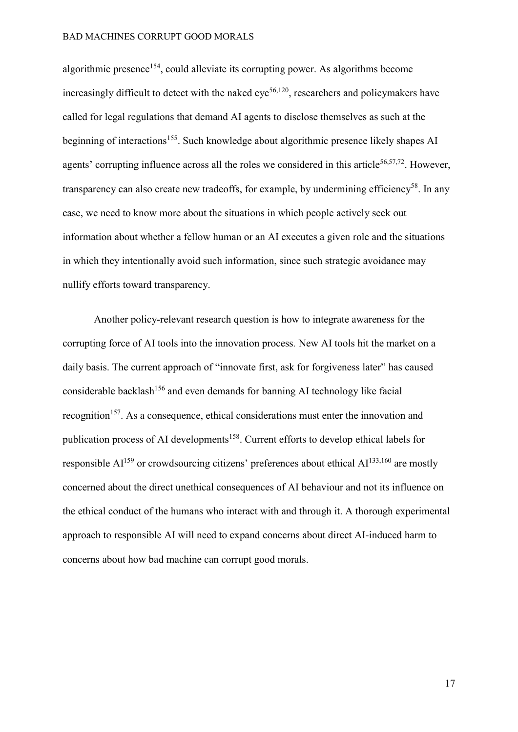algorithmic presence[154], could alleviate its corrupting power. As algorithms become increasingly difficult to detect with the naked eye[56,120], researchers and policymakers have called for legal regulations that demand AI agents to disclose themselves as such at the beginning of interactions[155]. Such knowledge about algorithmic presence likely shapes AI agents' corrupting influence across all the roles we considered in this article[56,57,72]. However, transparency can also create new tradeoffs, for example, by undermining efficiency[58]. In any case, we need to know more about the situations in which people actively seek out information about whether a fellow human or an AI executes a given role and the situations in which they intentionally avoid such information, since such strategic avoidance may nullify efforts toward transparency.

Another policy-relevant research question is how to integrate awareness for the corrupting force of AI tools into the innovation process. New AI tools hit the market on a daily basis. The current approach of "innovate first, ask for forgiveness later" has caused considerable backlash[156] and even demands for banning AI technology like facial recognition[157]. As a consequence, ethical considerations must enter the innovation and publication process of AI developments[158]. Current efforts to develop ethical labels for responsible AI[159] or crowdsourcing citizens' preferences about ethical AI[133,160] are mostly concerned about the direct unethical consequences of AI behaviour and not its influence on the ethical conduct of the humans who interact with and through it. A thorough experimental approach to responsible AI will need to expand concerns about direct AI-induced harm to concerns about how bad machine can corrupt good morals.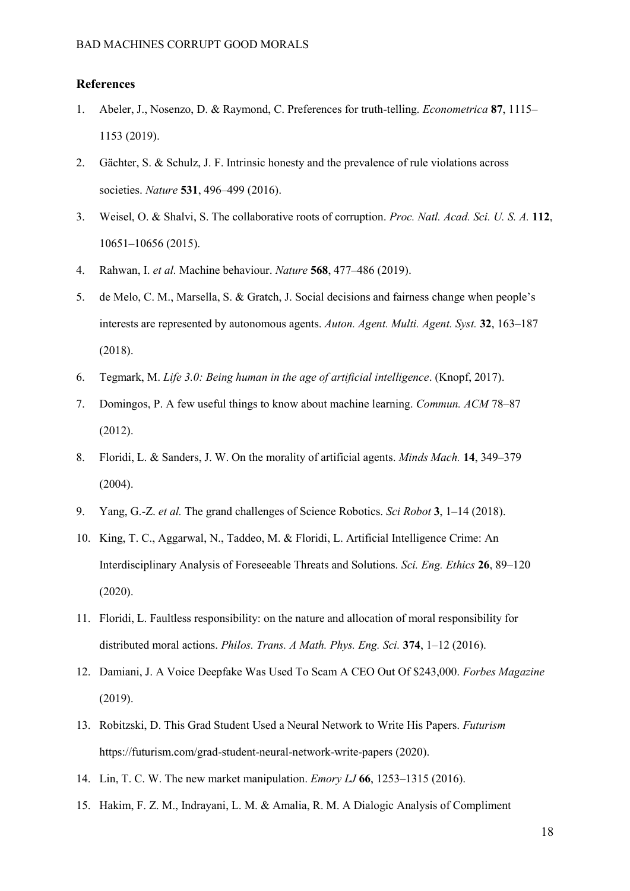## References

1. Abeler, J., Nosenzo, D. & Raymond, C. Preferences for truth-telling. *Econometrica* **87**, 1115–1153 (2019).
2. Gächter, S. & Schulz, J. F. Intrinsic honesty and the prevalence of rule violations across societies. *Nature* **531**, 496–499 (2016).
3. Weisel, O. & Shalvi, S. The collaborative roots of corruption. *Proc. Natl. Acad. Sci. U. S. A.* **112**, 10651–10656 (2015).
4. Rahwan, I. *et al.* Machine behaviour. *Nature* **568**, 477–486 (2019).
5. de Melo, C. M., Marsella, S. & Gratch, J. Social decisions and fairness change when people's interests are represented by autonomous agents. *Auton. Agent. Multi. Agent. Syst.* **32**, 163–187 (2018).
6. Tegmark, M. *Life 3.0: Being human in the age of artificial intelligence*. (Knopf, 2017).
7. Domingos, P. A few useful things to know about machine learning. *Commun. ACM* 78–87 (2012).
8. Floridi, L. & Sanders, J. W. On the morality of artificial agents. *Minds Mach.* **14**, 349–379 (2004).
9. Yang, G.-Z. *et al.* The grand challenges of Science Robotics. *Sci Robot* **3**, 1–14 (2018).
10. King, T. C., Aggarwal, N., Taddeo, M. & Floridi, L. Artificial Intelligence Crime: An Interdisciplinary Analysis of Foreseeable Threats and Solutions. *Sci. Eng. Ethics* **26**, 89–120 (2020).
11. Floridi, L. Faultless responsibility: on the nature and allocation of moral responsibility for distributed moral actions. *Philos. Trans. A Math. Phys. Eng. Sci.* **374**, 1–12 (2016).
12. Damiani, J. A Voice Deepfake Was Used To Scam A CEO Out Of $243,000. *Forbes Magazine* (2019).
13. Robitzski, D. This Grad Student Used a Neural Network to Write His Papers. *Futurism* https://futurism.com/grad-student-neural-network-write-papers (2020).
14. Lin, T. C. W. The new market manipulation. *Emory LJ* **66**, 1253–1315 (2016).
15. Hakim, F. Z. M., Indrayani, L. M. & Amalia, R. M. A Dialogic Analysis of Compliment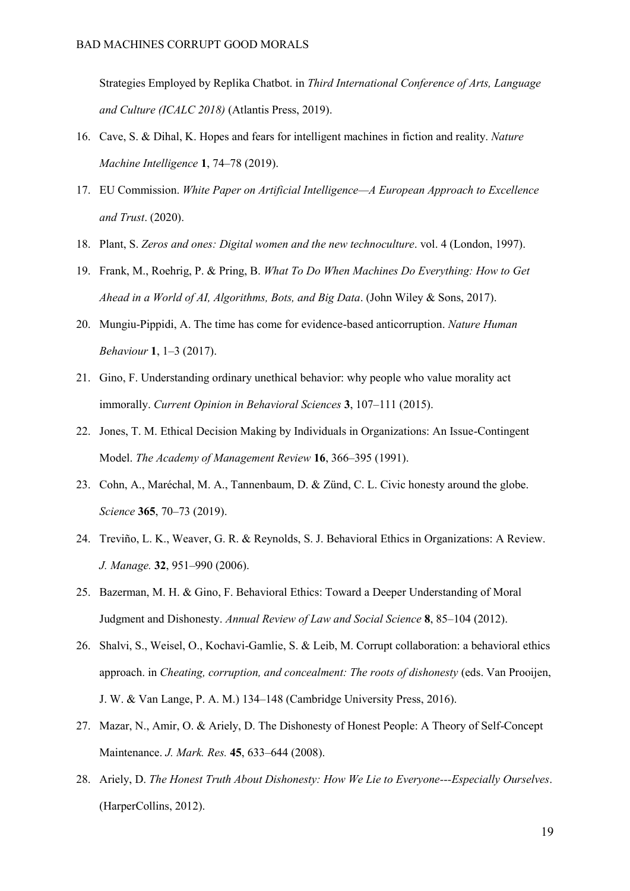Strategies Employed by Replika Chatbot. in *Third International Conference of Arts, Language and Culture (ICALC 2018)* (Atlantis Press, 2019).

16. Cave, S. & Dihal, K. Hopes and fears for intelligent machines in fiction and reality. *Nature Machine Intelligence* **1**, 74–78 (2019).
17. EU Commission. *White Paper on Artificial Intelligence—A European Approach to Excellence and Trust*. (2020).
18. Plant, S. *Zeros and ones: Digital women and the new technoculture*. vol. 4 (London, 1997).
19. Frank, M., Roehrig, P. & Pring, B. *What To Do When Machines Do Everything: How to Get Ahead in a World of AI, Algorithms, Bots, and Big Data*. (John Wiley & Sons, 2017).
20. Mungiu-Pippidi, A. The time has come for evidence-based anticorruption. *Nature Human Behaviour* **1**, 1–3 (2017).
21. Gino, F. Understanding ordinary unethical behavior: why people who value morality act immorally. *Current Opinion in Behavioral Sciences* **3**, 107–111 (2015).
22. Jones, T. M. Ethical Decision Making by Individuals in Organizations: An Issue-Contingent Model. *The Academy of Management Review* **16**, 366–395 (1991).
23. Cohn, A., Maréchal, M. A., Tannenbaum, D. & Zünd, C. L. Civic honesty around the globe. *Science* **365**, 70–73 (2019).
24. Treviño, L. K., Weaver, G. R. & Reynolds, S. J. Behavioral Ethics in Organizations: A Review. *J. Manage.* **32**, 951–990 (2006).
25. Bazerman, M. H. & Gino, F. Behavioral Ethics: Toward a Deeper Understanding of Moral Judgment and Dishonesty. *Annual Review of Law and Social Science* **8**, 85–104 (2012).
26. Shalvi, S., Weisel, O., Kochavi-Gamlie, S. & Leib, M. Corrupt collaboration: a behavioral ethics approach. in *Cheating, corruption, and concealment: The roots of dishonesty* (eds. Van Prooijen, J. W. & Van Lange, P. A. M.) 134–148 (Cambridge University Press, 2016).
27. Mazar, N., Amir, O. & Ariely, D. The Dishonesty of Honest People: A Theory of Self-Concept Maintenance. *J. Mark. Res.* **45**, 633–644 (2008).
28. Ariely, D. *The Honest Truth About Dishonesty: How We Lie to Everyone---Especially Ourselves*. (HarperCollins, 2012).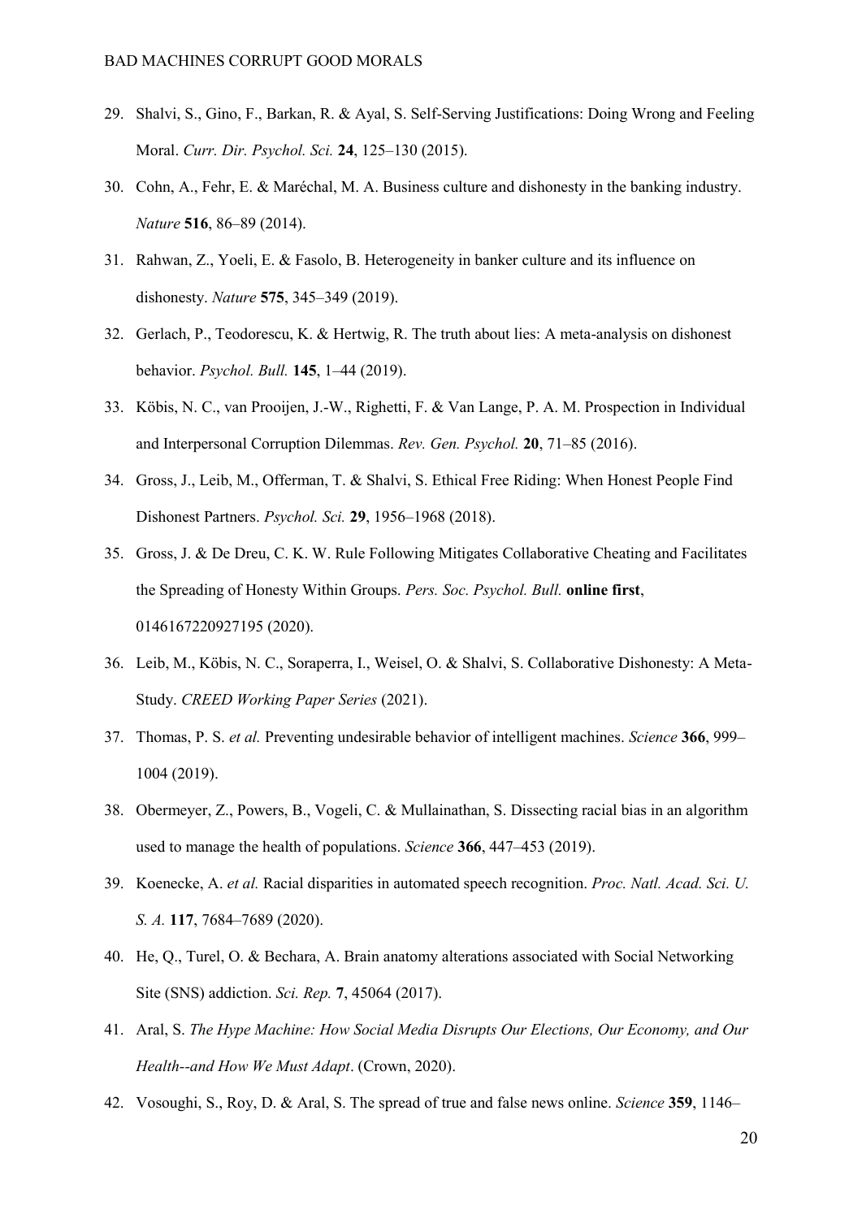29. Shalvi, S., Gino, F., Barkan, R. & Ayal, S. Self-Serving Justifications: Doing Wrong and Feeling Moral. *Curr. Dir. Psychol. Sci.* **24**, 125–130 (2015).
30. Cohn, A., Fehr, E. & Maréchal, M. A. Business culture and dishonesty in the banking industry. *Nature* **516**, 86–89 (2014).
31. Rahwan, Z., Yoeli, E. & Fasolo, B. Heterogeneity in banker culture and its influence on dishonesty. *Nature* **575**, 345–349 (2019).
32. Gerlach, P., Teodorescu, K. & Hertwig, R. The truth about lies: A meta-analysis on dishonest behavior. *Psychol. Bull.* **145**, 1–44 (2019).
33. Köbis, N. C., van Prooijen, J.-W., Righetti, F. & Van Lange, P. A. M. Prospection in Individual and Interpersonal Corruption Dilemmas. *Rev. Gen. Psychol.* **20**, 71–85 (2016).
34. Gross, J., Leib, M., Offerman, T. & Shalvi, S. Ethical Free Riding: When Honest People Find Dishonest Partners. *Psychol. Sci.* **29**, 1956–1968 (2018).
35. Gross, J. & De Dreu, C. K. W. Rule Following Mitigates Collaborative Cheating and Facilitates the Spreading of Honesty Within Groups. *Pers. Soc. Psychol. Bull.* **online first**, 0146167220927195 (2020).
36. Leib, M., Köbis, N. C., Soraperra, I., Weisel, O. & Shalvi, S. Collaborative Dishonesty: A Meta-Study. *CREED Working Paper Series* (2021).
37. Thomas, P. S. *et al.* Preventing undesirable behavior of intelligent machines. *Science* **366**, 999–1004 (2019).
38. Obermeyer, Z., Powers, B., Vogeli, C. & Mullainathan, S. Dissecting racial bias in an algorithm used to manage the health of populations. *Science* **366**, 447–453 (2019).
39. Koenecke, A. *et al.* Racial disparities in automated speech recognition. *Proc. Natl. Acad. Sci. U. S. A.* **117**, 7684–7689 (2020).
40. He, Q., Turel, O. & Bechara, A. Brain anatomy alterations associated with Social Networking Site (SNS) addiction. *Sci. Rep.* **7**, 45064 (2017).
41. Aral, S. *The Hype Machine: How Social Media Disrupts Our Elections, Our Economy, and Our Health--and How We Must Adapt*. (Crown, 2020).
42. Vosoughi, S., Roy, D. & Aral, S. The spread of true and false news online. *Science* **359**, 1146–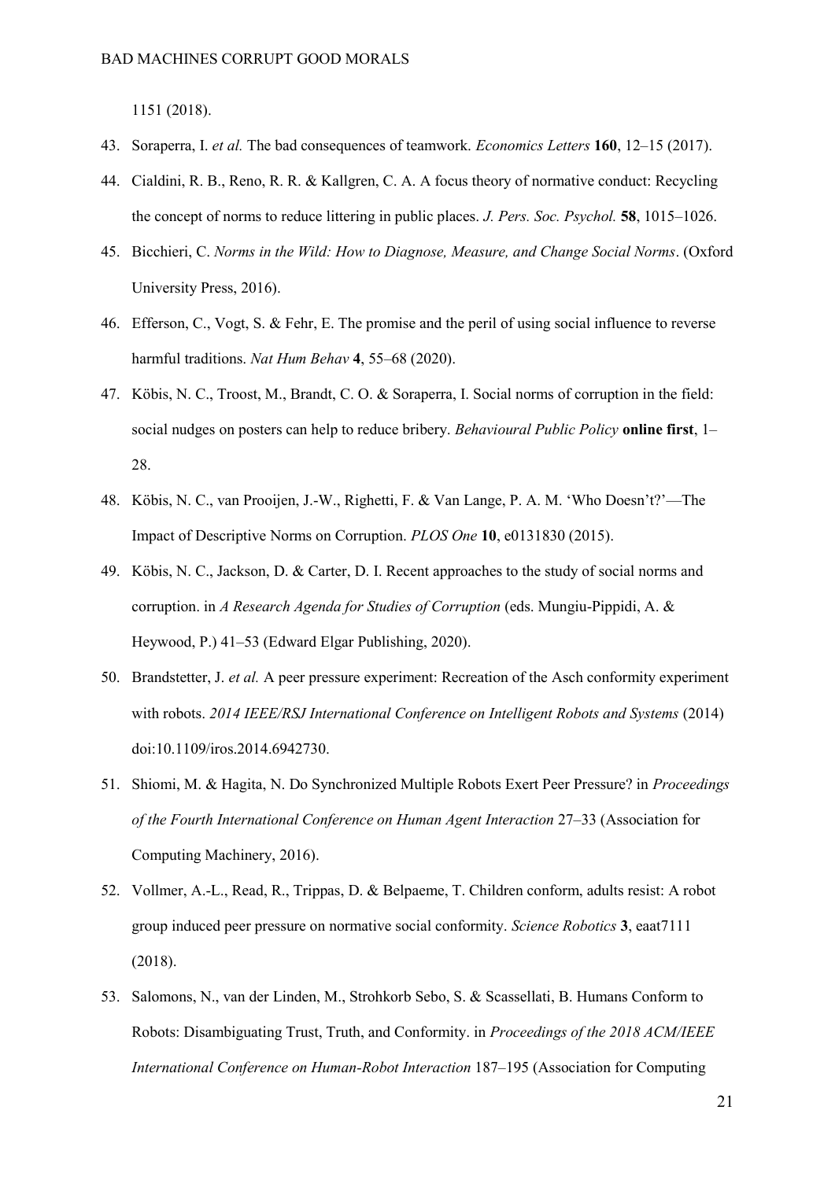1151 (2018).

43. Soraperra, I. *et al.* The bad consequences of teamwork. *Economics Letters* **160**, 12–15 (2017).
44. Cialdini, R. B., Reno, R. R. & Kallgren, C. A. A focus theory of normative conduct: Recycling the concept of norms to reduce littering in public places. *J. Pers. Soc. Psychol.* **58**, 1015–1026.
45. Bicchieri, C. *Norms in the Wild: How to Diagnose, Measure, and Change Social Norms*. (Oxford University Press, 2016).
46. Efferson, C., Vogt, S. & Fehr, E. The promise and the peril of using social influence to reverse harmful traditions. *Nat Hum Behav* **4**, 55–68 (2020).
47. Köbis, N. C., Troost, M., Brandt, C. O. & Soraperra, I. Social norms of corruption in the field: social nudges on posters can help to reduce bribery. *Behavioural Public Policy* **online first**, 1–28.
48. Köbis, N. C., van Prooijen, J.-W., Righetti, F. & Van Lange, P. A. M. 'Who Doesn't?'—The Impact of Descriptive Norms on Corruption. *PLOS One* **10**, e0131830 (2015).
49. Köbis, N. C., Jackson, D. & Carter, D. I. Recent approaches to the study of social norms and corruption. in *A Research Agenda for Studies of Corruption* (eds. Mungiu-Pippidi, A. & Heywood, P.) 41–53 (Edward Elgar Publishing, 2020).
50. Brandstetter, J. *et al.* A peer pressure experiment: Recreation of the Asch conformity experiment with robots. *2014 IEEE/RSJ International Conference on Intelligent Robots and Systems* (2014) doi:10.1109/iros.2014.6942730.
51. Shiomi, M. & Hagita, N. Do Synchronized Multiple Robots Exert Peer Pressure? in *Proceedings of the Fourth International Conference on Human Agent Interaction* 27–33 (Association for Computing Machinery, 2016).
52. Vollmer, A.-L., Read, R., Trippas, D. & Belpaeme, T. Children conform, adults resist: A robot group induced peer pressure on normative social conformity. *Science Robotics* **3**, eaat7111 (2018).
53. Salomons, N., van der Linden, M., Strohkorb Sebo, S. & Scassellati, B. Humans Conform to Robots: Disambiguating Trust, Truth, and Conformity. in *Proceedings of the 2018 ACM/IEEE International Conference on Human-Robot Interaction* 187–195 (Association for Computing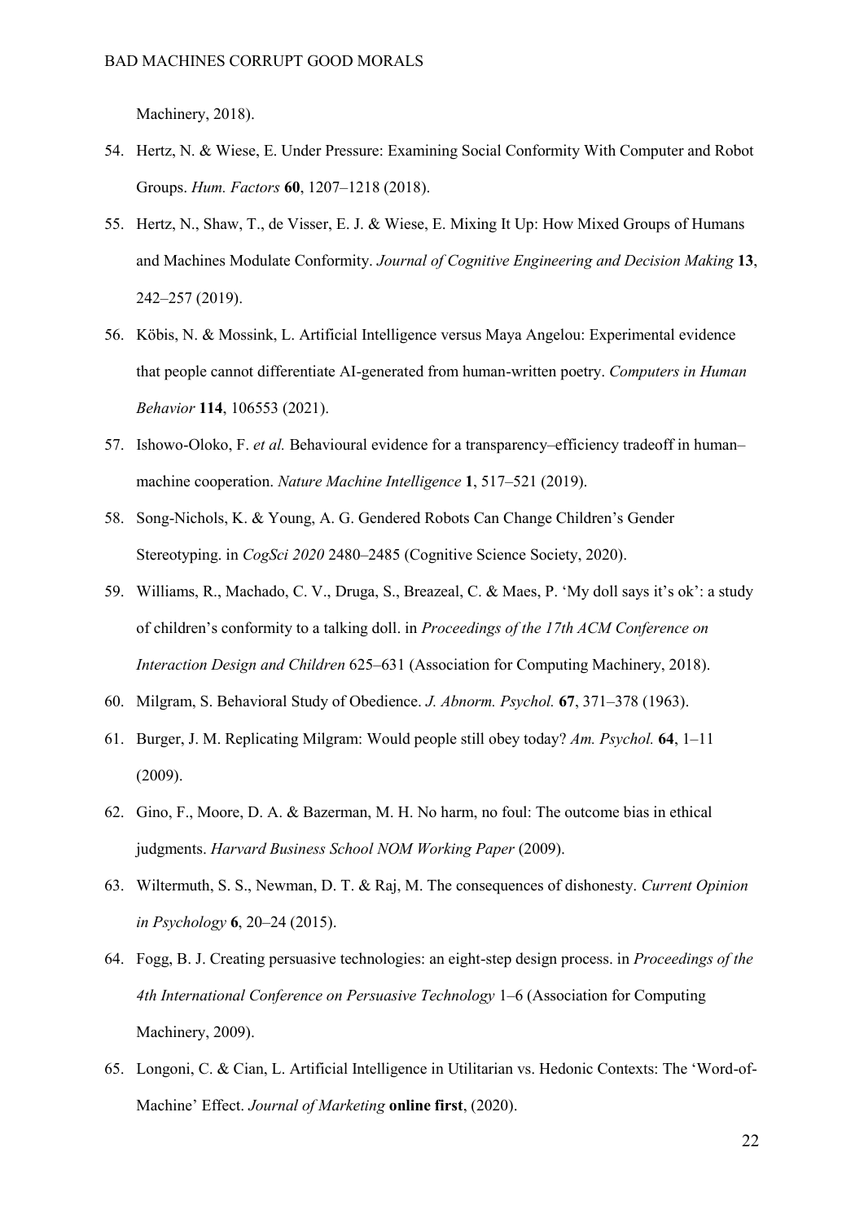Machinery, 2018).

54. Hertz, N. & Wiese, E. Under Pressure: Examining Social Conformity With Computer and Robot Groups. *Hum. Factors* **60**, 1207–1218 (2018).
55. Hertz, N., Shaw, T., de Visser, E. J. & Wiese, E. Mixing It Up: How Mixed Groups of Humans and Machines Modulate Conformity. *Journal of Cognitive Engineering and Decision Making* **13**, 242–257 (2019).
56. Köbis, N. & Mossink, L. Artificial Intelligence versus Maya Angelou: Experimental evidence that people cannot differentiate AI-generated from human-written poetry. *Computers in Human Behavior* **114**, 106553 (2021).
57. Ishowo-Oloko, F. *et al.* Behavioural evidence for a transparency–efficiency tradeoff in human–machine cooperation. *Nature Machine Intelligence* **1**, 517–521 (2019).
58. Song-Nichols, K. & Young, A. G. Gendered Robots Can Change Children's Gender Stereotyping. in *CogSci 2020* 2480–2485 (Cognitive Science Society, 2020).
59. Williams, R., Machado, C. V., Druga, S., Breazeal, C. & Maes, P. 'My doll says it's ok': a study of children's conformity to a talking doll. in *Proceedings of the 17th ACM Conference on Interaction Design and Children* 625–631 (Association for Computing Machinery, 2018).
60. Milgram, S. Behavioral Study of Obedience. *J. Abnorm. Psychol.* **67**, 371–378 (1963).
61. Burger, J. M. Replicating Milgram: Would people still obey today? *Am. Psychol.* **64**, 1–11 (2009).
62. Gino, F., Moore, D. A. & Bazerman, M. H. No harm, no foul: The outcome bias in ethical judgments. *Harvard Business School NOM Working Paper* (2009).
63. Wiltermuth, S. S., Newman, D. T. & Raj, M. The consequences of dishonesty. *Current Opinion in Psychology* **6**, 20–24 (2015).
64. Fogg, B. J. Creating persuasive technologies: an eight-step design process. in *Proceedings of the 4th International Conference on Persuasive Technology* 1–6 (Association for Computing Machinery, 2009).
65. Longoni, C. & Cian, L. Artificial Intelligence in Utilitarian vs. Hedonic Contexts: The 'Word-of-Machine' Effect. *Journal of Marketing* **online first**, (2020).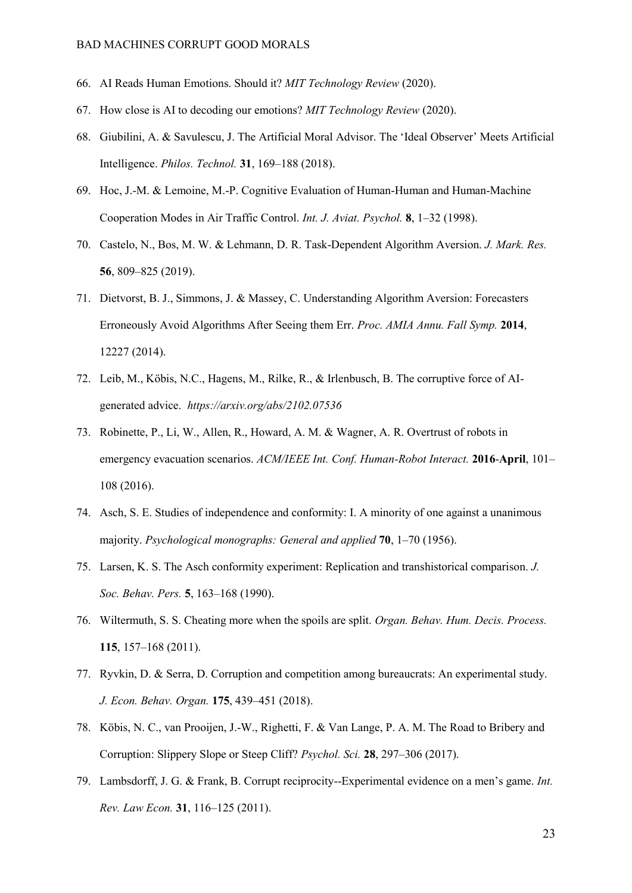66. AI Reads Human Emotions. Should it? *MIT Technology Review* (2020).
67. How close is AI to decoding our emotions? *MIT Technology Review* (2020).
68. Giubilini, A. & Savulescu, J. The Artificial Moral Advisor. The 'Ideal Observer' Meets Artificial Intelligence. *Philos. Technol.* **31**, 169–188 (2018).
69. Hoc, J.-M. & Lemoine, M.-P. Cognitive Evaluation of Human-Human and Human-Machine Cooperation Modes in Air Traffic Control. *Int. J. Aviat. Psychol.* **8**, 1–32 (1998).
70. Castelo, N., Bos, M. W. & Lehmann, D. R. Task-Dependent Algorithm Aversion. *J. Mark. Res.* **56**, 809–825 (2019).
71. Dietvorst, B. J., Simmons, J. & Massey, C. Understanding Algorithm Aversion: Forecasters Erroneously Avoid Algorithms After Seeing them Err. *Proc. AMIA Annu. Fall Symp.* **2014**, 12227 (2014).
72. Leib, M., Köbis, N.C., Hagens, M., Rilke, R., & Irlenbusch, B. The corruptive force of AI-generated advice. *https://arxiv.org/abs/2102.07536*
73. Robinette, P., Li, W., Allen, R., Howard, A. M. & Wagner, A. R. Overtrust of robots in emergency evacuation scenarios. *ACM/IEEE Int. Conf. Human-Robot Interact.* **2016-April**, 101–108 (2016).
74. Asch, S. E. Studies of independence and conformity: I. A minority of one against a unanimous majority. *Psychological monographs: General and applied* **70**, 1–70 (1956).
75. Larsen, K. S. The Asch conformity experiment: Replication and transhistorical comparison. *J. Soc. Behav. Pers.* **5**, 163–168 (1990).
76. Wiltermuth, S. S. Cheating more when the spoils are split. *Organ. Behav. Hum. Decis. Process.* **115**, 157–168 (2011).
77. Ryvkin, D. & Serra, D. Corruption and competition among bureaucrats: An experimental study. *J. Econ. Behav. Organ.* **175**, 439–451 (2018).
78. Köbis, N. C., van Prooijen, J.-W., Righetti, F. & Van Lange, P. A. M. The Road to Bribery and Corruption: Slippery Slope or Steep Cliff? *Psychol. Sci.* **28**, 297–306 (2017).
79. Lambsdorff, J. G. & Frank, B. Corrupt reciprocity--Experimental evidence on a men's game. *Int. Rev. Law Econ.* **31**, 116–125 (2011).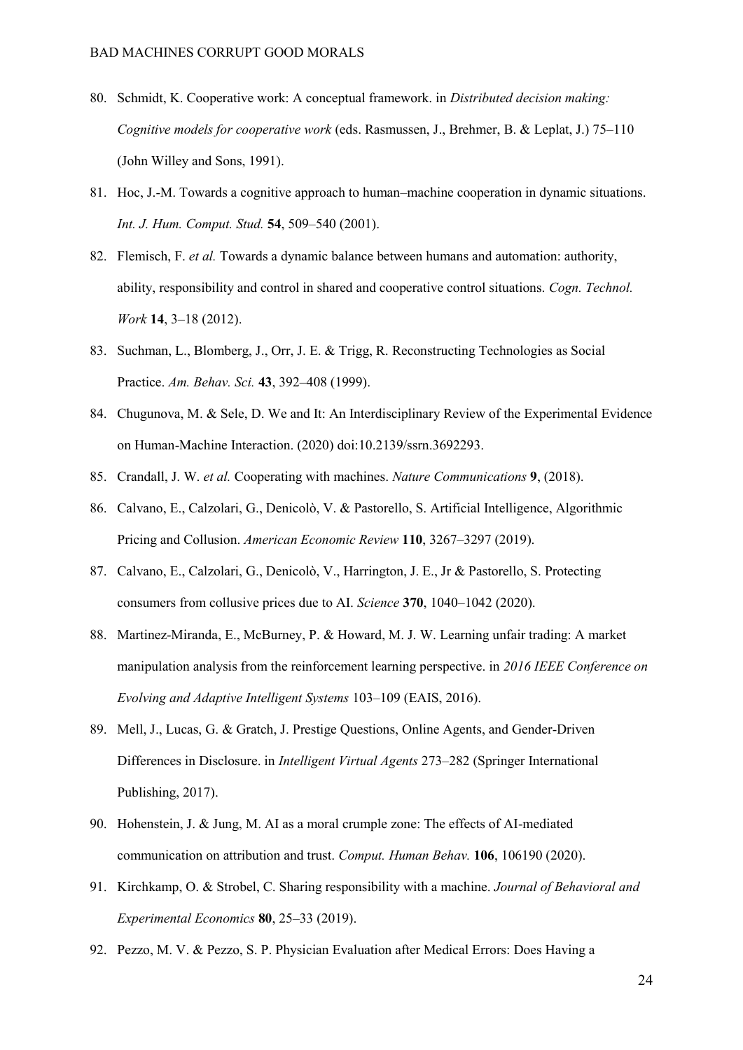80. Schmidt, K. Cooperative work: A conceptual framework. in *Distributed decision making: Cognitive models for cooperative work* (eds. Rasmussen, J., Brehmer, B. & Leplat, J.) 75–110 (John Willey and Sons, 1991).
81. Hoc, J.-M. Towards a cognitive approach to human–machine cooperation in dynamic situations. *Int. J. Hum. Comput. Stud.* **54**, 509–540 (2001).
82. Flemisch, F. *et al.* Towards a dynamic balance between humans and automation: authority, ability, responsibility and control in shared and cooperative control situations. *Cogn. Technol. Work* **14**, 3–18 (2012).
83. Suchman, L., Blomberg, J., Orr, J. E. & Trigg, R. Reconstructing Technologies as Social Practice. *Am. Behav. Sci.* **43**, 392–408 (1999).
84. Chugunova, M. & Sele, D. We and It: An Interdisciplinary Review of the Experimental Evidence on Human-Machine Interaction. (2020) doi:10.2139/ssrn.3692293.
85. Crandall, J. W. *et al.* Cooperating with machines. *Nature Communications* **9**, (2018).
86. Calvano, E., Calzolari, G., Denicolò, V. & Pastorello, S. Artificial Intelligence, Algorithmic Pricing and Collusion. *American Economic Review* **110**, 3267–3297 (2019).
87. Calvano, E., Calzolari, G., Denicolò, V., Harrington, J. E., Jr & Pastorello, S. Protecting consumers from collusive prices due to AI. *Science* **370**, 1040–1042 (2020).
88. Martinez-Miranda, E., McBurney, P. & Howard, M. J. W. Learning unfair trading: A market manipulation analysis from the reinforcement learning perspective. in *2016 IEEE Conference on Evolving and Adaptive Intelligent Systems* 103–109 (EAIS, 2016).
89. Mell, J., Lucas, G. & Gratch, J. Prestige Questions, Online Agents, and Gender-Driven Differences in Disclosure. in *Intelligent Virtual Agents* 273–282 (Springer International Publishing, 2017).
90. Hohenstein, J. & Jung, M. AI as a moral crumple zone: The effects of AI-mediated communication on attribution and trust. *Comput. Human Behav.* **106**, 106190 (2020).
91. Kirchkamp, O. & Strobel, C. Sharing responsibility with a machine. *Journal of Behavioral and Experimental Economics* **80**, 25–33 (2019).
92. Pezzo, M. V. & Pezzo, S. P. Physician Evaluation after Medical Errors: Does Having a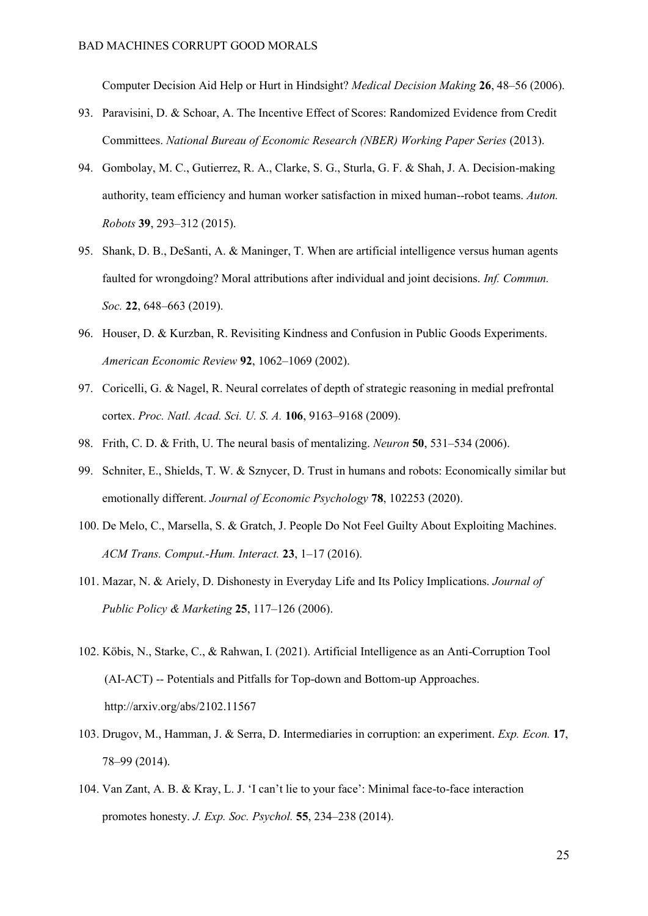Computer Decision Aid Help or Hurt in Hindsight? *Medical Decision Making* **26**, 48–56 (2006).

93. Paravisini, D. & Schoar, A. The Incentive Effect of Scores: Randomized Evidence from Credit Committees. *National Bureau of Economic Research (NBER) Working Paper Series* (2013).
94. Gombolay, M. C., Gutierrez, R. A., Clarke, S. G., Sturla, G. F. & Shah, J. A. Decision-making authority, team efficiency and human worker satisfaction in mixed human--robot teams. *Auton. Robots* **39**, 293–312 (2015).
95. Shank, D. B., DeSanti, A. & Maninger, T. When are artificial intelligence versus human agents faulted for wrongdoing? Moral attributions after individual and joint decisions. *Inf. Commun. Soc.* **22**, 648–663 (2019).
96. Houser, D. & Kurzban, R. Revisiting Kindness and Confusion in Public Goods Experiments. *American Economic Review* **92**, 1062–1069 (2002).
97. Coricelli, G. & Nagel, R. Neural correlates of depth of strategic reasoning in medial prefrontal cortex. *Proc. Natl. Acad. Sci. U. S. A.* **106**, 9163–9168 (2009).
98. Frith, C. D. & Frith, U. The neural basis of mentalizing. *Neuron* **50**, 531–534 (2006).
99. Schniter, E., Shields, T. W. & Sznycer, D. Trust in humans and robots: Economically similar but emotionally different. *Journal of Economic Psychology* **78**, 102253 (2020).
100. De Melo, C., Marsella, S. & Gratch, J. People Do Not Feel Guilty About Exploiting Machines. *ACM Trans. Comput.-Hum. Interact.* **23**, 1–17 (2016).
101. Mazar, N. & Ariely, D. Dishonesty in Everyday Life and Its Policy Implications. *Journal of Public Policy & Marketing* **25**, 117–126 (2006).
102. Köbis, N., Starke, C., & Rahwan, I. (2021). Artificial Intelligence as an Anti-Corruption Tool (AI-ACT) -- Potentials and Pitfalls for Top-down and Bottom-up Approaches. http://arxiv.org/abs/2102.11567
103. Drugov, M., Hamman, J. & Serra, D. Intermediaries in corruption: an experiment. *Exp. Econ.* **17**, 78–99 (2014).
104. Van Zant, A. B. & Kray, L. J. 'I can't lie to your face': Minimal face-to-face interaction promotes honesty. *J. Exp. Soc. Psychol.* **55**, 234–238 (2014).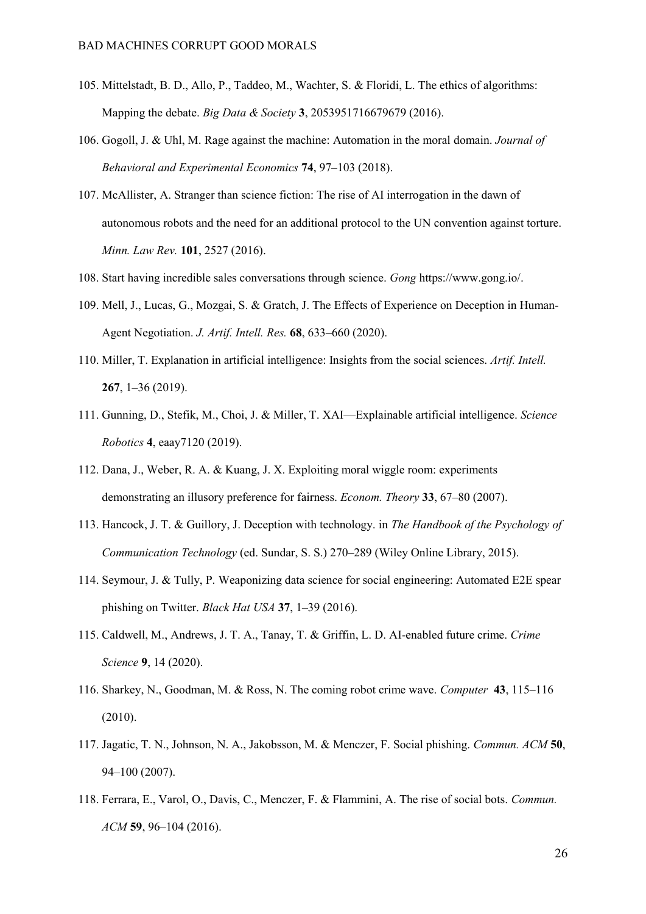105. Mittelstadt, B. D., Allo, P., Taddeo, M., Wachter, S. & Floridi, L. The ethics of algorithms: Mapping the debate. *Big Data & Society* **3**, 2053951716679679 (2016).

106. Gogoll, J. & Uhl, M. Rage against the machine: Automation in the moral domain. *Journal of Behavioral and Experimental Economics* **74**, 97–103 (2018).

107. McAllister, A. Stranger than science fiction: The rise of AI interrogation in the dawn of autonomous robots and the need for an additional protocol to the UN convention against torture. *Minn. Law Rev.* **101**, 2527 (2016).

108. Start having incredible sales conversations through science. *Gong* https://www.gong.io/.

109. Mell, J., Lucas, G., Mozgai, S. & Gratch, J. The Effects of Experience on Deception in Human-Agent Negotiation. *J. Artif. Intell. Res.* **68**, 633–660 (2020).

110. Miller, T. Explanation in artificial intelligence: Insights from the social sciences. *Artif. Intell.* **267**, 1–36 (2019).

111. Gunning, D., Stefik, M., Choi, J. & Miller, T. XAI—Explainable artificial intelligence. *Science Robotics* **4**, eaay7120 (2019).

112. Dana, J., Weber, R. A. & Kuang, J. X. Exploiting moral wiggle room: experiments demonstrating an illusory preference for fairness. *Econom. Theory* **33**, 67–80 (2007).

113. Hancock, J. T. & Guillory, J. Deception with technology. in *The Handbook of the Psychology of Communication Technology* (ed. Sundar, S. S.) 270–289 (Wiley Online Library, 2015).

114. Seymour, J. & Tully, P. Weaponizing data science for social engineering: Automated E2E spear phishing on Twitter. *Black Hat USA* **37**, 1–39 (2016).

115. Caldwell, M., Andrews, J. T. A., Tanay, T. & Griffin, L. D. AI-enabled future crime. *Crime Science* **9**, 14 (2020).

116. Sharkey, N., Goodman, M. & Ross, N. The coming robot crime wave. *Computer* **43**, 115–116 (2010).

117. Jagatic, T. N., Johnson, N. A., Jakobsson, M. & Menczer, F. Social phishing. *Commun. ACM* **50**, 94–100 (2007).

118. Ferrara, E., Varol, O., Davis, C., Menczer, F. & Flammini, A. The rise of social bots. *Commun. ACM* **59**, 96–104 (2016).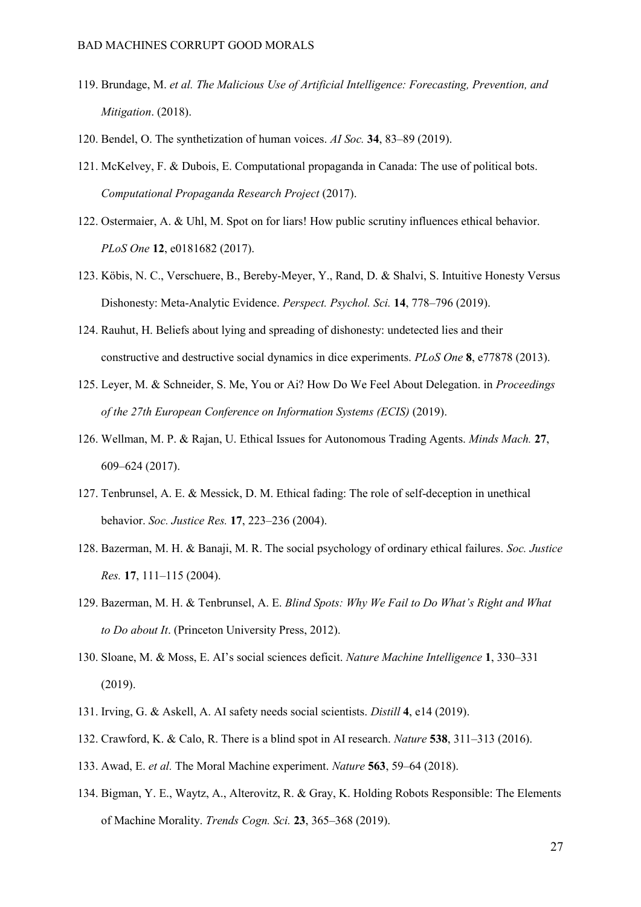119. Brundage, M. *et al. The Malicious Use of Artificial Intelligence: Forecasting, Prevention, and Mitigation*. (2018).

120. Bendel, O. The synthetization of human voices. *AI Soc.* **34**, 83–89 (2019).

121. McKelvey, F. & Dubois, E. Computational propaganda in Canada: The use of political bots. *Computational Propaganda Research Project* (2017).

122. Ostermaier, A. & Uhl, M. Spot on for liars! How public scrutiny influences ethical behavior. *PLoS One* **12**, e0181682 (2017).

123. Köbis, N. C., Verschuere, B., Bereby-Meyer, Y., Rand, D. & Shalvi, S. Intuitive Honesty Versus Dishonesty: Meta-Analytic Evidence. *Perspect. Psychol. Sci.* **14**, 778–796 (2019).

124. Rauhut, H. Beliefs about lying and spreading of dishonesty: undetected lies and their constructive and destructive social dynamics in dice experiments. *PLoS One* **8**, e77878 (2013).

125. Leyer, M. & Schneider, S. Me, You or Ai? How Do We Feel About Delegation. in *Proceedings of the 27th European Conference on Information Systems (ECIS)* (2019).

126. Wellman, M. P. & Rajan, U. Ethical Issues for Autonomous Trading Agents. *Minds Mach.* **27**, 609–624 (2017).

127. Tenbrunsel, A. E. & Messick, D. M. Ethical fading: The role of self-deception in unethical behavior. *Soc. Justice Res.* **17**, 223–236 (2004).

128. Bazerman, M. H. & Banaji, M. R. The social psychology of ordinary ethical failures. *Soc. Justice Res.* **17**, 111–115 (2004).

129. Bazerman, M. H. & Tenbrunsel, A. E. *Blind Spots: Why We Fail to Do What's Right and What to Do about It*. (Princeton University Press, 2012).

130. Sloane, M. & Moss, E. AI's social sciences deficit. *Nature Machine Intelligence* **1**, 330–331 (2019).

131. Irving, G. & Askell, A. AI safety needs social scientists. *Distill* **4**, e14 (2019).

132. Crawford, K. & Calo, R. There is a blind spot in AI research. *Nature* **538**, 311–313 (2016).

133. Awad, E. *et al.* The Moral Machine experiment. *Nature* **563**, 59–64 (2018).

134. Bigman, Y. E., Waytz, A., Alterovitz, R. & Gray, K. Holding Robots Responsible: The Elements of Machine Morality. *Trends Cogn. Sci.* **23**, 365–368 (2019).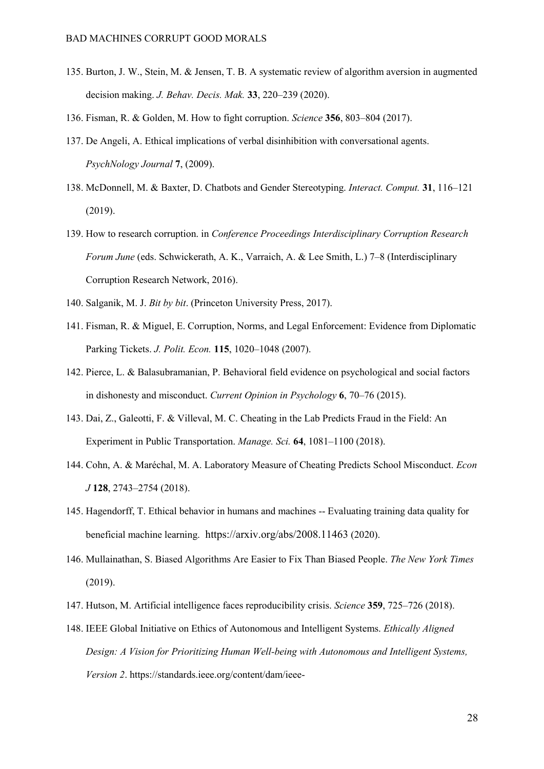135. Burton, J. W., Stein, M. & Jensen, T. B. A systematic review of algorithm aversion in augmented decision making. *J. Behav. Decis. Mak.* **33**, 220–239 (2020).

136. Fisman, R. & Golden, M. How to fight corruption. *Science* **356**, 803–804 (2017).

137. De Angeli, A. Ethical implications of verbal disinhibition with conversational agents. *PsychNology Journal* **7**, (2009).

138. McDonnell, M. & Baxter, D. Chatbots and Gender Stereotyping. *Interact. Comput.* **31**, 116–121 (2019).

139. How to research corruption. in *Conference Proceedings Interdisciplinary Corruption Research Forum June* (eds. Schwickerath, A. K., Varraich, A. & Lee Smith, L.) 7–8 (Interdisciplinary Corruption Research Network, 2016).

140. Salganik, M. J. *Bit by bit*. (Princeton University Press, 2017).

141. Fisman, R. & Miguel, E. Corruption, Norms, and Legal Enforcement: Evidence from Diplomatic Parking Tickets. *J. Polit. Econ.* **115**, 1020–1048 (2007).

142. Pierce, L. & Balasubramanian, P. Behavioral field evidence on psychological and social factors in dishonesty and misconduct. *Current Opinion in Psychology* **6**, 70–76 (2015).

143. Dai, Z., Galeotti, F. & Villeval, M. C. Cheating in the Lab Predicts Fraud in the Field: An Experiment in Public Transportation. *Manage. Sci.* **64**, 1081–1100 (2018).

144. Cohn, A. & Maréchal, M. A. Laboratory Measure of Cheating Predicts School Misconduct. *Econ J* **128**, 2743–2754 (2018).

145. Hagendorff, T. Ethical behavior in humans and machines -- Evaluating training data quality for beneficial machine learning. https://arxiv.org/abs/2008.11463 (2020).

146. Mullainathan, S. Biased Algorithms Are Easier to Fix Than Biased People. *The New York Times* (2019).

147. Hutson, M. Artificial intelligence faces reproducibility crisis. *Science* **359**, 725–726 (2018).

148. IEEE Global Initiative on Ethics of Autonomous and Intelligent Systems. *Ethically Aligned Design: A Vision for Prioritizing Human Well-being with Autonomous and Intelligent Systems, Version 2*. https://standards.ieee.org/content/dam/ieee-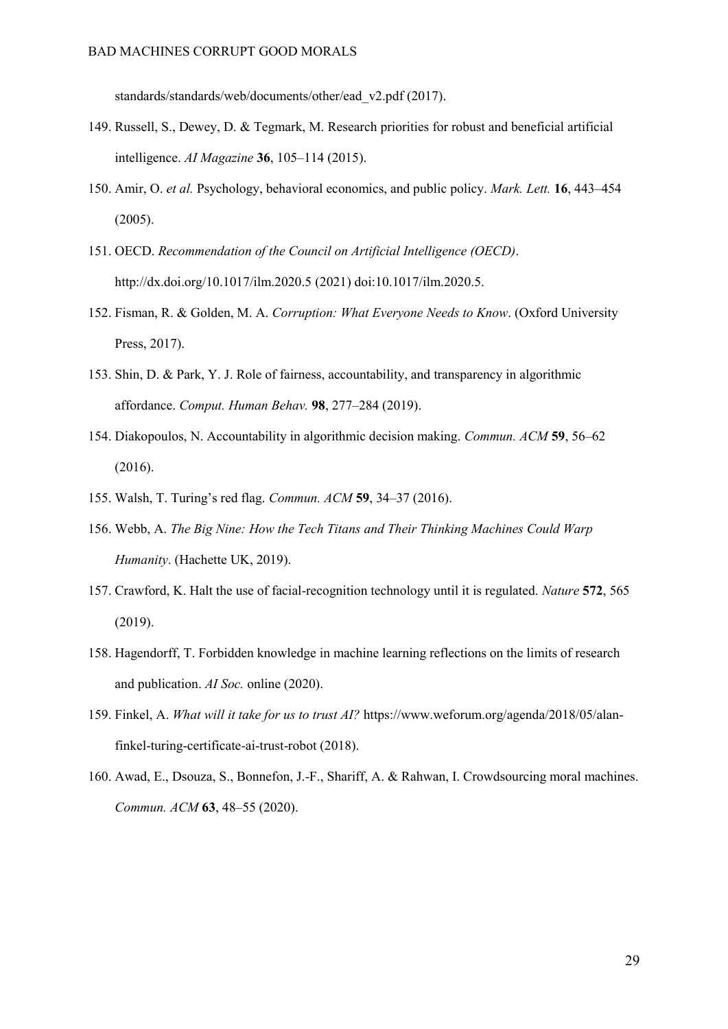standards/standards/web/documents/other/ead_v2.pdf (2017).

149. Russell, S., Dewey, D. & Tegmark, M. Research priorities for robust and beneficial artificial intelligence. *AI Magazine* **36**, 105–114 (2015).

150. Amir, O. *et al.* Psychology, behavioral economics, and public policy. *Mark. Lett.* **16**, 443–454 (2005).

151. OECD. *Recommendation of the Council on Artificial Intelligence (OECD)*. http://dx.doi.org/10.1017/ilm.2020.5 (2021) doi:10.1017/ilm.2020.5.

152. Fisman, R. & Golden, M. A. *Corruption: What Everyone Needs to Know*. (Oxford University Press, 2017).

153. Shin, D. & Park, Y. J. Role of fairness, accountability, and transparency in algorithmic affordance. *Comput. Human Behav.* **98**, 277–284 (2019).

154. Diakopoulos, N. Accountability in algorithmic decision making. *Commun. ACM* **59**, 56–62 (2016).

155. Walsh, T. Turing's red flag. *Commun. ACM* **59**, 34–37 (2016).

156. Webb, A. *The Big Nine: How the Tech Titans and Their Thinking Machines Could Warp Humanity*. (Hachette UK, 2019).

157. Crawford, K. Halt the use of facial-recognition technology until it is regulated. *Nature* **572**, 565 (2019).

158. Hagendorff, T. Forbidden knowledge in machine learning reflections on the limits of research and publication. *AI Soc.* online (2020).

159. Finkel, A. *What will it take for us to trust AI?* https://www.weforum.org/agenda/2018/05/alan-finkel-turing-certificate-ai-trust-robot (2018).

160. Awad, E., Dsouza, S., Bonnefon, J.-F., Shariff, A. & Rahwan, I. Crowdsourcing moral machines. *Commun. ACM* **63**, 48–55 (2020).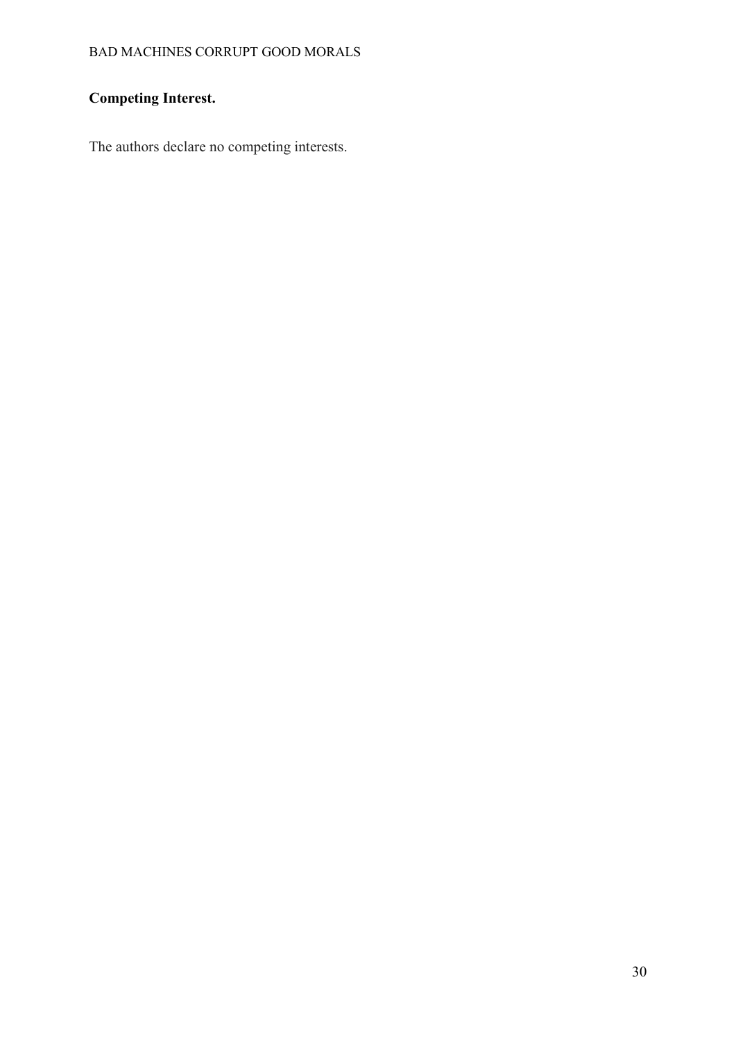**Competing Interest.**

The authors declare no competing interests.